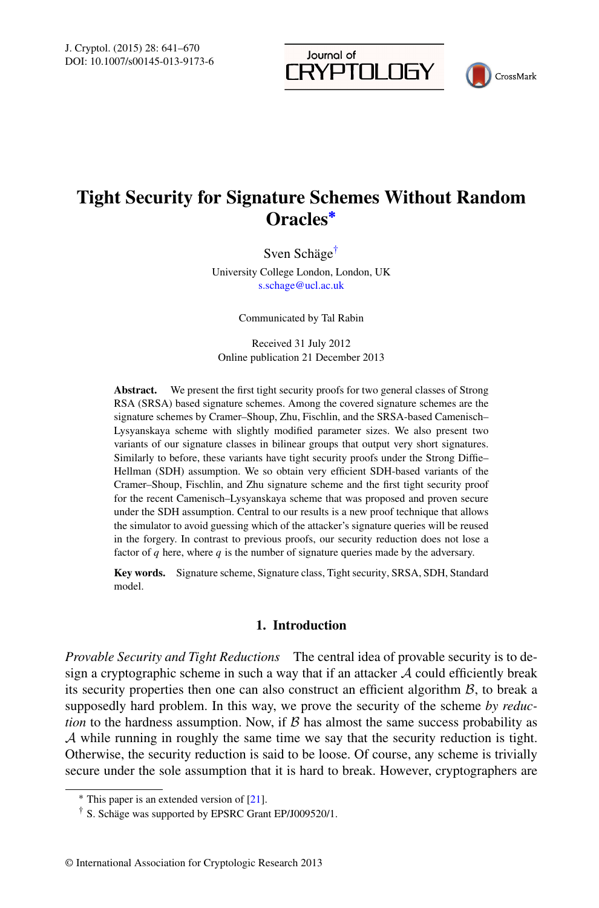# Tight Security for Signature Schemes Without Random Oracles*

Sven Schäge[†]

University College London, London, UK
s.schage@ucl.ac.uk

Communicated by Tal Rabin

Received 31 July 2012
Online publication 21 December 2013

**Abstract.** We present the first tight security proofs for two general classes of Strong RSA (SRSA) based signature schemes. Among the covered signature schemes are the signature schemes by Cramer–Shoup, Zhu, Fischlin, and the SRSA-based Camenisch–Lysyanskaya scheme with slightly modified parameter sizes. We also present two variants of our signature classes in bilinear groups that output very short signatures. Similarly to before, these variants have tight security proofs under the Strong Diffie–Hellman (SDH) assumption. We so obtain very efficient SDH-based variants of the Cramer–Shoup, Fischlin, and Zhu signature scheme and the first tight security proof for the recent Camenisch–Lysyanskaya scheme that was proposed and proven secure under the SDH assumption. Central to our results is a new proof technique that allows the simulator to avoid guessing which of the attacker's signature queries will be reused in the forgery. In contrast to previous proofs, our security reduction does not lose a factor of $q$ here, where $q$ is the number of signature queries made by the adversary.

**Key words.** Signature scheme, Signature class, Tight security, SRSA, SDH, Standard model.

## 1. Introduction

*Provable Security and Tight Reductions* The central idea of provable security is to design a cryptographic scheme in such a way that if an attacker $\mathcal{A}$ could efficiently break its security properties then one can also construct an efficient algorithm $\mathcal{B}$, to break a supposedly hard problem. In this way, we prove the security of the scheme *by reduction* to the hardness assumption. Now, if $\mathcal{B}$ has almost the same success probability as $\mathcal{A}$ while running in roughly the same time we say that the security reduction is tight. Otherwise, the security reduction is said to be loose. Of course, any scheme is trivially secure under the sole assumption that it is hard to break. However, cryptographers are

---

* This paper is an extended version of [21].

[†] S. Schäge was supported by EPSRC Grant EP/J009520/1.

© International Association for Cryptologic Research 2013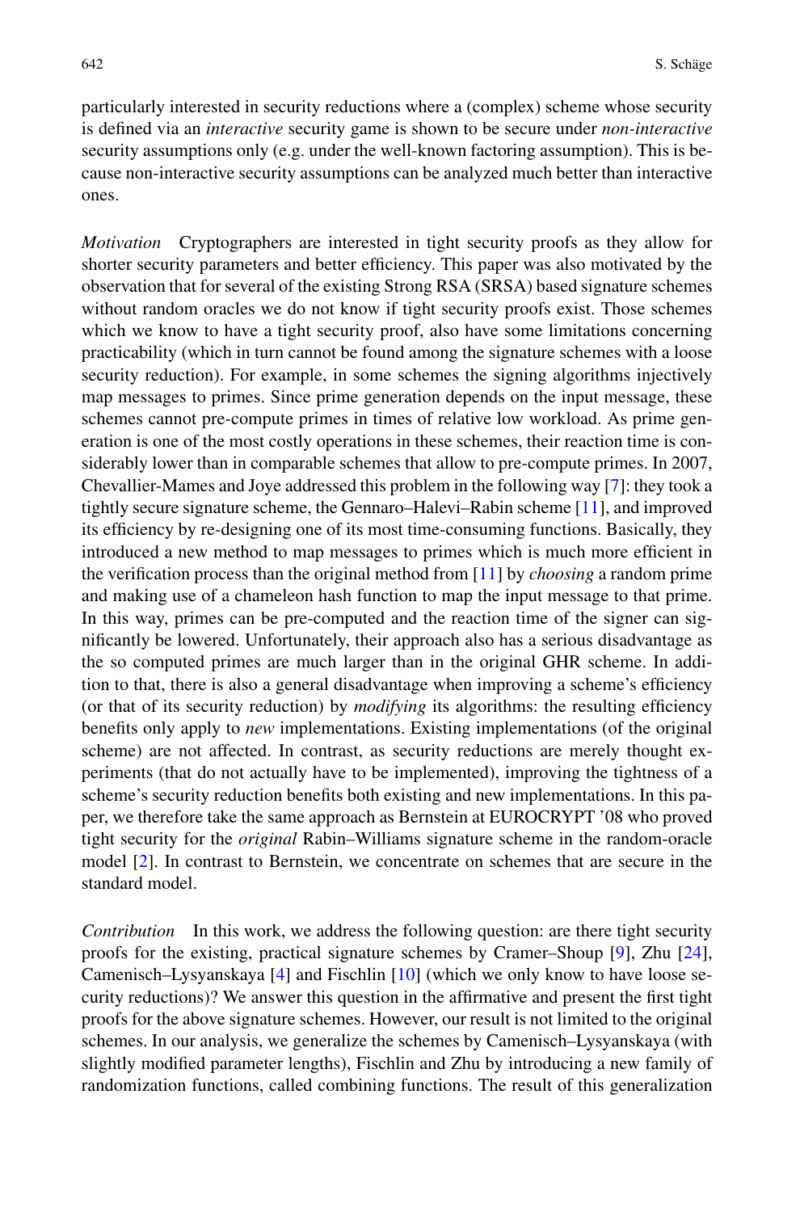particularly interested in security reductions where a (complex) scheme whose security is defined via an *interactive* security game is shown to be secure under *non-interactive* security assumptions only (e.g. under the well-known factoring assumption). This is because non-interactive security assumptions can be analyzed much better than interactive ones.

*Motivation* Cryptographers are interested in tight security proofs as they allow for shorter security parameters and better efficiency. This paper was also motivated by the observation that for several of the existing Strong RSA (SRSA) based signature schemes without random oracles we do not know if tight security proofs exist. Those schemes which we know to have a tight security proof, also have some limitations concerning practicability (which in turn cannot be found among the signature schemes with a loose security reduction). For example, in some schemes the signing algorithms injectively map messages to primes. Since prime generation depends on the input message, these schemes cannot pre-compute primes in times of relative low workload. As prime generation is one of the most costly operations in these schemes, their reaction time is considerably lower than in comparable schemes that allow to pre-compute primes. In 2007, Chevallier-Mames and Joye addressed this problem in the following way [7]: they took a tightly secure signature scheme, the Gennaro–Halevi–Rabin scheme [11], and improved its efficiency by re-designing one of its most time-consuming functions. Basically, they introduced a new method to map messages to primes which is much more efficient in the verification process than the original method from [11] by *choosing* a random prime and making use of a chameleon hash function to map the input message to that prime. In this way, primes can be pre-computed and the reaction time of the signer can significantly be lowered. Unfortunately, their approach also has a serious disadvantage as the so computed primes are much larger than in the original GHR scheme. In addition to that, there is also a general disadvantage when improving a scheme's efficiency (or that of its security reduction) by *modifying* its algorithms: the resulting efficiency benefits only apply to *new* implementations. Existing implementations (of the original scheme) are not affected. In contrast, as security reductions are merely thought experiments (that do not actually have to be implemented), improving the tightness of a scheme's security reduction benefits both existing and new implementations. In this paper, we therefore take the same approach as Bernstein at EUROCRYPT '08 who proved tight security for the *original* Rabin–Williams signature scheme in the random-oracle model [2]. In contrast to Bernstein, we concentrate on schemes that are secure in the standard model.

*Contribution* In this work, we address the following question: are there tight security proofs for the existing, practical signature schemes by Cramer–Shoup [9], Zhu [24], Camenisch–Lysyanskaya [4] and Fischlin [10] (which we only know to have loose security reductions)? We answer this question in the affirmative and present the first tight proofs for the above signature schemes. However, our result is not limited to the original schemes. In our analysis, we generalize the schemes by Camenisch–Lysyanskaya (with slightly modified parameter lengths), Fischlin and Zhu by introducing a new family of randomization functions, called combining functions. The result of this generalization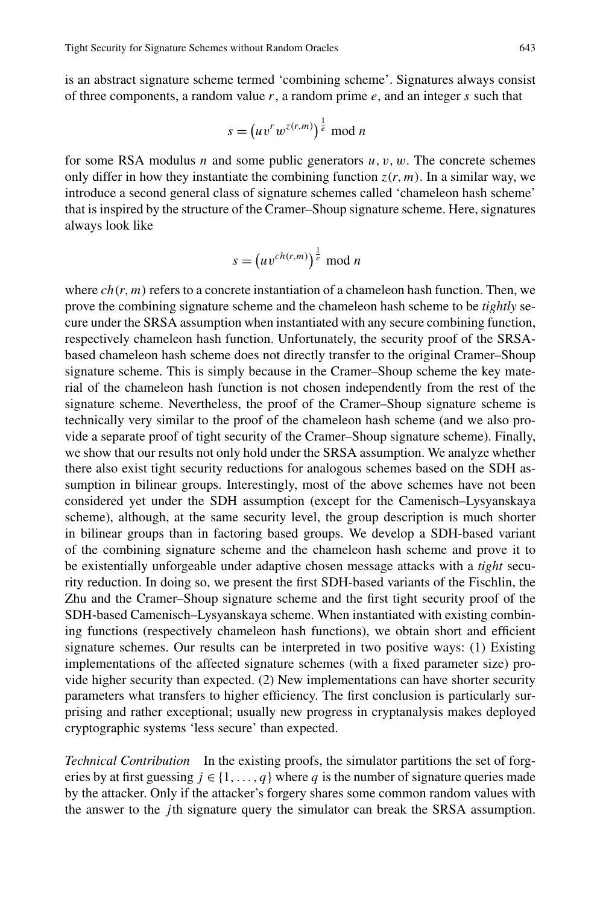is an abstract signature scheme termed 'combining scheme'. Signatures always consist of three components, a random value $r$, a random prime $e$, and an integer $s$ such that

$$s = \left(uv^r w^{z(r,m)}\right)^{\frac{1}{e}} \bmod n$$

for some RSA modulus $n$ and some public generators $u, v, w$. The concrete schemes only differ in how they instantiate the combining function $z(r,m)$. In a similar way, we introduce a second general class of signature schemes called 'chameleon hash scheme' that is inspired by the structure of the Cramer–Shoup signature scheme. Here, signatures always look like

$$s = \left(uv^{ch(r,m)}\right)^{\frac{1}{e}} \bmod n$$

where $ch(r,m)$ refers to a concrete instantiation of a chameleon hash function. Then, we prove the combining signature scheme and the chameleon hash scheme to be *tightly* secure under the SRSA assumption when instantiated with any secure combining function, respectively chameleon hash function. Unfortunately, the security proof of the SRSA-based chameleon hash scheme does not directly transfer to the original Cramer–Shoup signature scheme. This is simply because in the Cramer–Shoup scheme the key material of the chameleon hash function is not chosen independently from the rest of the signature scheme. Nevertheless, the proof of the Cramer–Shoup signature scheme is technically very similar to the proof of the chameleon hash scheme (and we also provide a separate proof of tight security of the Cramer–Shoup signature scheme). Finally, we show that our results not only hold under the SRSA assumption. We analyze whether there also exist tight security reductions for analogous schemes based on the SDH assumption in bilinear groups. Interestingly, most of the above schemes have not been considered yet under the SDH assumption (except for the Camenisch–Lysyanskaya scheme), although, at the same security level, the group description is much shorter in bilinear groups than in factoring based groups. We develop a SDH-based variant of the combining signature scheme and the chameleon hash scheme and prove it to be existentially unforgeable under adaptive chosen message attacks with a *tight* security reduction. In doing so, we present the first SDH-based variants of the Fischlin, the Zhu and the Cramer–Shoup signature scheme and the first tight security proof of the SDH-based Camenisch–Lysyanskaya scheme. When instantiated with existing combining functions (respectively chameleon hash functions), we obtain short and efficient signature schemes. Our results can be interpreted in two positive ways: (1) Existing implementations of the affected signature schemes (with a fixed parameter size) provide higher security than expected. (2) New implementations can have shorter security parameters what transfers to higher efficiency. The first conclusion is particularly surprising and rather exceptional; usually new progress in cryptanalysis makes deployed cryptographic systems 'less secure' than expected.

*Technical Contribution* In the existing proofs, the simulator partitions the set of forgeries by at first guessing $j \in \{1, \dots, q\}$ where $q$ is the number of signature queries made by the attacker. Only if the attacker's forgery shares some common random values with the answer to the $j$th signature query the simulator can break the SRSA assumption.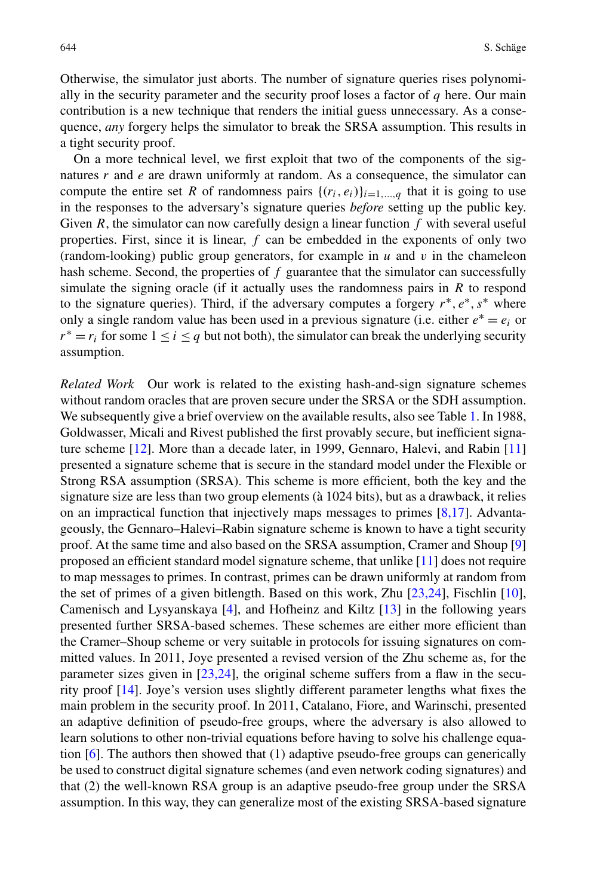Otherwise, the simulator just aborts. The number of signature queries rises polynomially in the security parameter and the security proof loses a factor of $q$ here. Our main contribution is a new technique that renders the initial guess unnecessary. As a consequence, *any* forgery helps the simulator to break the SRSA assumption. This results in a tight security proof.

On a more technical level, we first exploit that two of the components of the signatures $r$ and $e$ are drawn uniformly at random. As a consequence, the simulator can compute the entire set $R$ of randomness pairs $\{(r_i, e_i)\}_{i=1,\dots,q}$ that it is going to use in the responses to the adversary's signature queries *before* setting up the public key. Given $R$, the simulator can now carefully design a linear function $f$ with several useful properties. First, since it is linear, $f$ can be embedded in the exponents of only two (random-looking) public group generators, for example in $u$ and $v$ in the chameleon hash scheme. Second, the properties of $f$ guarantee that the simulator can successfully simulate the signing oracle (if it actually uses the randomness pairs in $R$ to respond to the signature queries). Third, if the adversary computes a forgery $r^*, e^*, s^*$ where only a single random value has been used in a previous signature (i.e. either $e^* = e_i$ or $r^* = r_i$ for some $1 \le i \le q$ but not both), the simulator can break the underlying security assumption.

*Related Work* Our work is related to the existing hash-and-sign signature schemes without random oracles that are proven secure under the SRSA or the SDH assumption. We subsequently give a brief overview on the available results, also see Table 1. In 1988, Goldwasser, Micali and Rivest published the first provably secure, but inefficient signature scheme [12]. More than a decade later, in 1999, Gennaro, Halevi, and Rabin [11] presented a signature scheme that is secure in the standard model under the Flexible or Strong RSA assumption (SRSA). This scheme is more efficient, both the key and the signature size are less than two group elements (à 1024 bits), but as a drawback, it relies on an impractical function that injectively maps messages to primes [8,17]. Advantageously, the Gennaro–Halevi–Rabin signature scheme is known to have a tight security proof. At the same time and also based on the SRSA assumption, Cramer and Shoup [9] proposed an efficient standard model signature scheme, that unlike [11] does not require to map messages to primes. In contrast, primes can be drawn uniformly at random from the set of primes of a given bitlength. Based on this work, Zhu [23,24], Fischlin [10], Camenisch and Lysyanskaya [4], and Hofheinz and Kiltz [13] in the following years presented further SRSA-based schemes. These schemes are either more efficient than the Cramer–Shoup scheme or very suitable in protocols for issuing signatures on committed values. In 2011, Joye presented a revised version of the Zhu scheme as, for the parameter sizes given in [23,24], the original scheme suffers from a flaw in the security proof [14]. Joye's version uses slightly different parameter lengths what fixes the main problem in the security proof. In 2011, Catalano, Fiore, and Warinschi, presented an adaptive definition of pseudo-free groups, where the adversary is also allowed to learn solutions to other non-trivial equations before having to solve his challenge equation [6]. The authors then showed that (1) adaptive pseudo-free groups can generically be used to construct digital signature schemes (and even network coding signatures) and that (2) the well-known RSA group is an adaptive pseudo-free group under the SRSA assumption. In this way, they can generalize most of the existing SRSA-based signature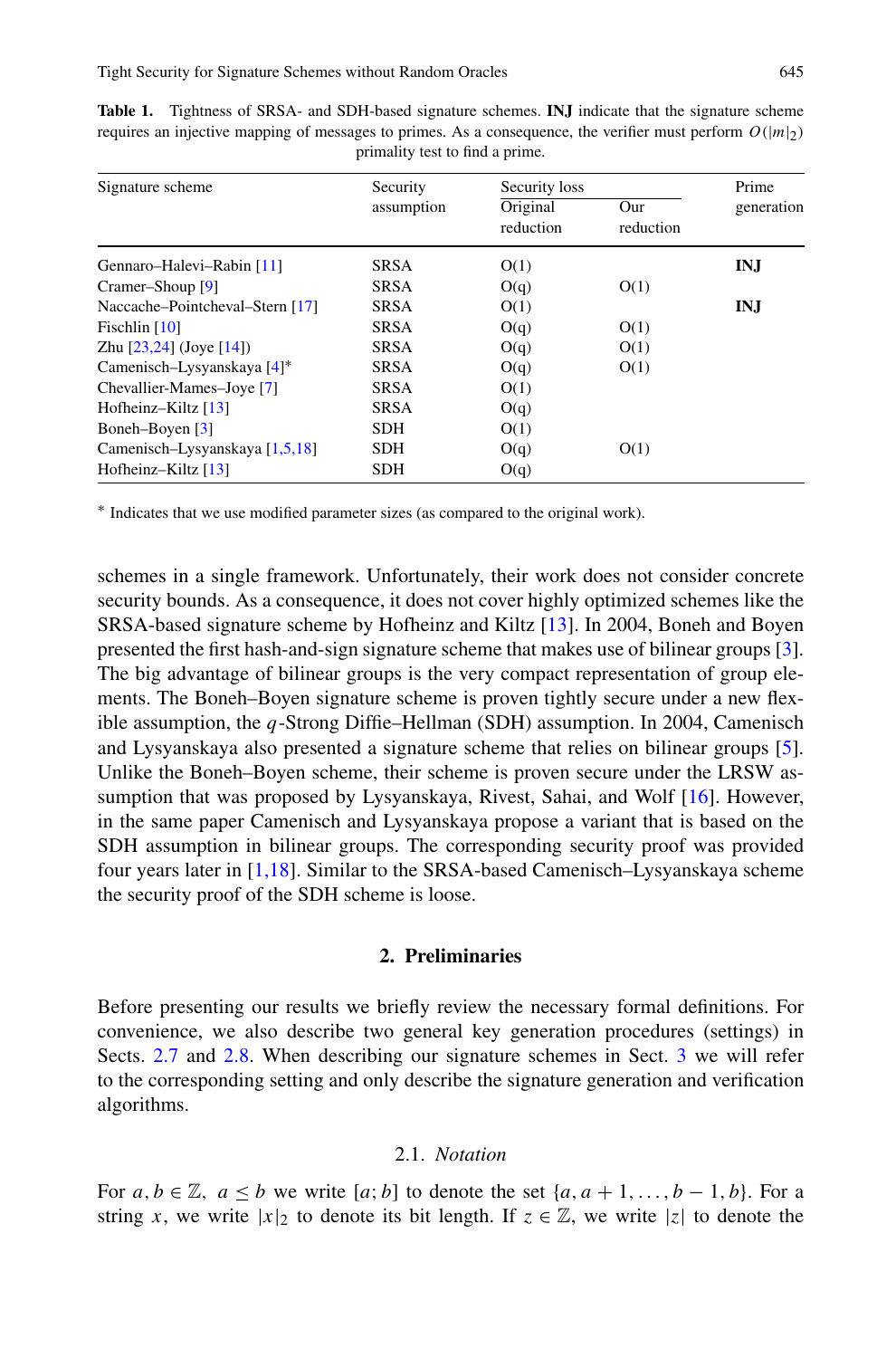**Table 1.** Tightness of SRSA- and SDH-based signature schemes. **INJ** indicate that the signature scheme requires an injective mapping of messages to primes. As a consequence, the verifier must perform $O(|m|_2)$ primality test to find a prime.

| Signature scheme | Security assumption | Security loss | | Prime generation |
|---|---|---|---|---|
| | | Original reduction | Our reduction | |
| Gennaro–Halevi–Rabin [11] | SRSA | O(1) | | **INJ** |
| Cramer–Shoup [9] | SRSA | O(q) | O(1) | |
| Naccache–Pointcheval–Stern [17] | SRSA | O(1) | | **INJ** |
| Fischlin [10] | SRSA | O(q) | O(1) | |
| Zhu [23,24] (Joye [14]) | SRSA | O(q) | O(1) | |
| Camenisch–Lysyanskaya [4]* | SRSA | O(q) | O(1) | |
| Chevallier-Mames–Joye [7] | SRSA | O(1) | | |
| Hofheinz–Kiltz [13] | SRSA | O(q) | | |
| Boneh–Boyen [3] | SDH | O(1) | | |
| Camenisch–Lysyanskaya [1,5,18] | SDH | O(q) | O(1) | |
| Hofheinz–Kiltz [13] | SDH | O(q) | | |

* Indicates that we use modified parameter sizes (as compared to the original work).

schemes in a single framework. Unfortunately, their work does not consider concrete security bounds. As a consequence, it does not cover highly optimized schemes like the SRSA-based signature scheme by Hofheinz and Kiltz [13]. In 2004, Boneh and Boyen presented the first hash-and-sign signature scheme that makes use of bilinear groups [3]. The big advantage of bilinear groups is the very compact representation of group elements. The Boneh–Boyen signature scheme is proven tightly secure under a new flexible assumption, the $q$-Strong Diffie–Hellman (SDH) assumption. In 2004, Camenisch and Lysyanskaya also presented a signature scheme that relies on bilinear groups [5]. Unlike the Boneh–Boyen scheme, their scheme is proven secure under the LRSW assumption that was proposed by Lysyanskaya, Rivest, Sahai, and Wolf [16]. However, in the same paper Camenisch and Lysyanskaya propose a variant that is based on the SDH assumption in bilinear groups. The corresponding security proof was provided four years later in [1,18]. Similar to the SRSA-based Camenisch–Lysyanskaya scheme the security proof of the SDH scheme is loose.

## 2. Preliminaries

Before presenting our results we briefly review the necessary formal definitions. For convenience, we also describe two general key generation procedures (settings) in Sects. 2.7 and 2.8. When describing our signature schemes in Sect. 3 we will refer to the corresponding setting and only describe the signature generation and verification algorithms.

### 2.1. *Notation*

For $a, b \in \mathbb{Z},\ a \leq b$ we write $[a; b]$ to denote the set $\{a, a+1, \ldots, b-1, b\}$. For a string $x$, we write $|x|_2$ to denote its bit length. If $z \in \mathbb{Z}$, we write $|z|$ to denote the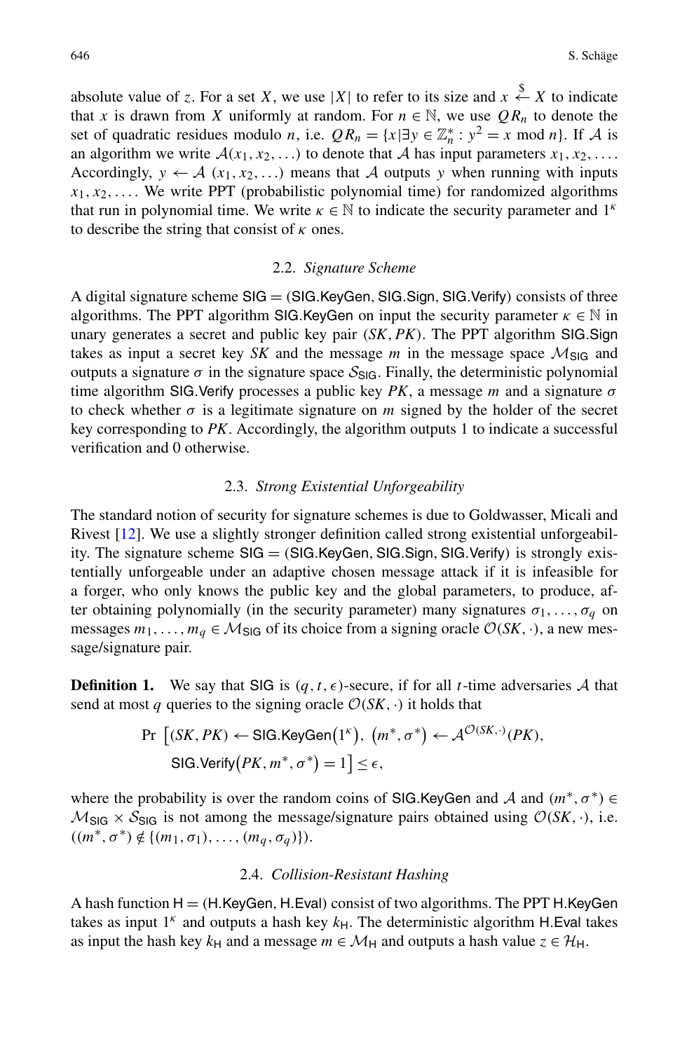absolute value of $z$. For a set $X$, we use $|X|$ to refer to its size and $x \overset{\$}{\leftarrow} X$ to indicate that $x$ is drawn from $X$ uniformly at random. For $n \in \mathbb{N}$, we use $QR_n$ to denote the set of quadratic residues modulo $n$, i.e. $QR_n = \{x | \exists y \in \mathbb{Z}_n^* : y^2 = x \bmod n\}$. If $\mathcal{A}$ is an algorithm we write $\mathcal{A}(x_1, x_2, \ldots)$ to denote that $\mathcal{A}$ has input parameters $x_1, x_2, \ldots$. Accordingly, $y \leftarrow \mathcal{A}\ (x_1, x_2, \ldots)$ means that $\mathcal{A}$ outputs $y$ when running with inputs $x_1, x_2, \ldots$. We write PPT (probabilistic polynomial time) for randomized algorithms that run in polynomial time. We write $\kappa \in \mathbb{N}$ to indicate the security parameter and $1^\kappa$ to describe the string that consist of $\kappa$ ones.

### 2.2. *Signature Scheme*

A digital signature scheme $\mathsf{SIG} = (\mathsf{SIG.KeyGen}, \mathsf{SIG.Sign}, \mathsf{SIG.Verify})$ consists of three algorithms. The PPT algorithm $\mathsf{SIG.KeyGen}$ on input the security parameter $\kappa \in \mathbb{N}$ in unary generates a secret and public key pair $(SK, PK)$. The PPT algorithm $\mathsf{SIG.Sign}$ takes as input a secret key $SK$ and the message $m$ in the message space $\mathcal{M}_{\mathsf{SIG}}$ and outputs a signature $\sigma$ in the signature space $\mathcal{S}_{\mathsf{SIG}}$. Finally, the deterministic polynomial time algorithm $\mathsf{SIG.Verify}$ processes a public key $PK$, a message $m$ and a signature $\sigma$ to check whether $\sigma$ is a legitimate signature on $m$ signed by the holder of the secret key corresponding to $PK$. Accordingly, the algorithm outputs 1 to indicate a successful verification and 0 otherwise.

### 2.3. *Strong Existential Unforgeability*

The standard notion of security for signature schemes is due to Goldwasser, Micali and Rivest [12]. We use a slightly stronger definition called strong existential unforgeability. The signature scheme $\mathsf{SIG} = (\mathsf{SIG.KeyGen}, \mathsf{SIG.Sign}, \mathsf{SIG.Verify})$ is strongly existentially unforgeable under an adaptive chosen message attack if it is infeasible for a forger, who only knows the public key and the global parameters, to produce, after obtaining polynomially (in the security parameter) many signatures $\sigma_1, \ldots, \sigma_q$ on messages $m_1, \ldots, m_q \in \mathcal{M}_{\mathsf{SIG}}$ of its choice from a signing oracle $\mathcal{O}(SK, \cdot)$, a new message/signature pair.

**Definition 1.** We say that $\mathsf{SIG}$ is $(q, t, \epsilon)$-secure, if for all $t$-time adversaries $\mathcal{A}$ that send at most $q$ queries to the signing oracle $\mathcal{O}(SK, \cdot)$ it holds that

$$\Pr\left[(SK, PK) \leftarrow \mathsf{SIG.KeyGen}\left(1^\kappa\right),\ \left(m^*, \sigma^*\right) \leftarrow \mathcal{A}^{\mathcal{O}(SK, \cdot)}(PK),\right.$$
$$\left.\mathsf{SIG.Verify}\left(PK, m^*, \sigma^*\right) = 1\right] \le \epsilon,$$

where the probability is over the random coins of $\mathsf{SIG.KeyGen}$ and $\mathcal{A}$ and $(m^*, \sigma^*) \in \mathcal{M}_{\mathsf{SIG}} \times \mathcal{S}_{\mathsf{SIG}}$ is not among the message/signature pairs obtained using $\mathcal{O}(SK, \cdot)$, i.e. $((m^*, \sigma^*) \notin \{(m_1, \sigma_1), \ldots, (m_q, \sigma_q)\})$.

### 2.4. *Collision-Resistant Hashing*

A hash function $\mathsf{H} = (\mathsf{H.KeyGen}, \mathsf{H.Eval})$ consist of two algorithms. The PPT $\mathsf{H.KeyGen}$ takes as input $1^\kappa$ and outputs a hash key $k_{\mathsf{H}}$. The deterministic algorithm $\mathsf{H.Eval}$ takes as input the hash key $k_{\mathsf{H}}$ and a message $m \in \mathcal{M}_{\mathsf{H}}$ and outputs a hash value $z \in \mathcal{H}_{\mathsf{H}}$.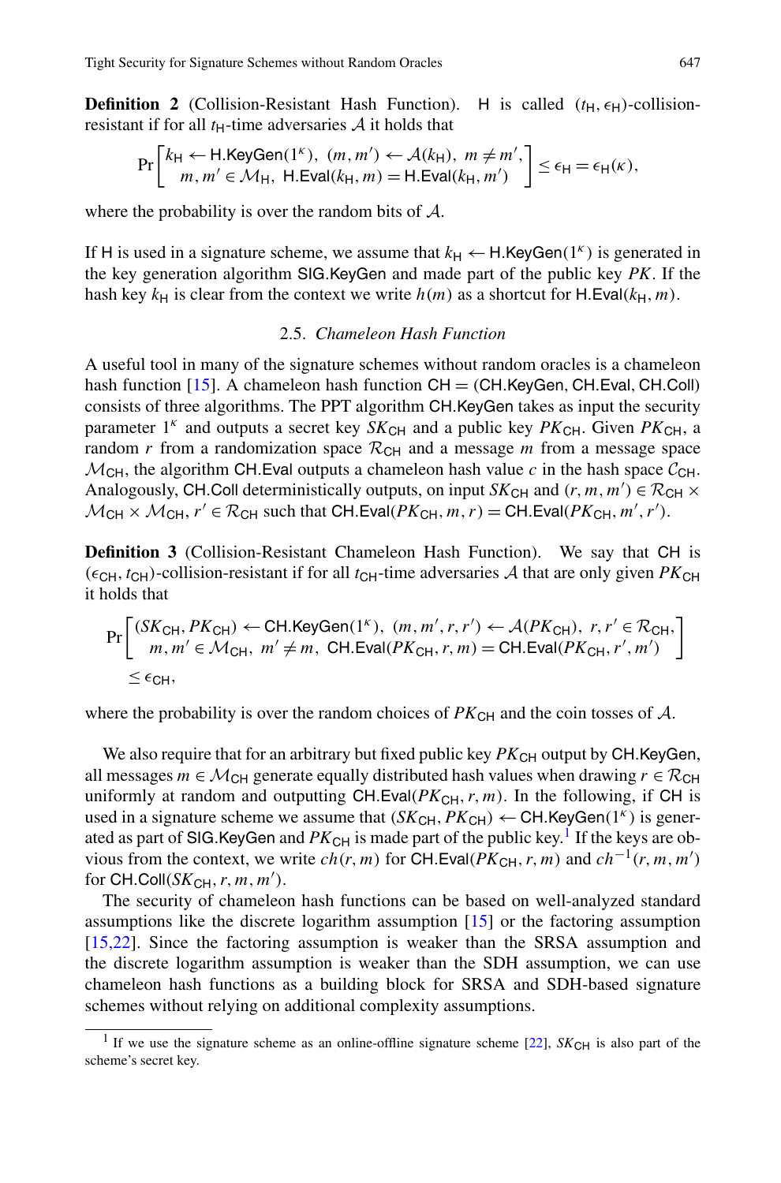**Definition 2** (Collision-Resistant Hash Function). $\mathsf{H}$ is called $(t_{\mathsf{H}}, \epsilon_{\mathsf{H}})$-collision-resistant if for all $t_{\mathsf{H}}$-time adversaries $\mathcal{A}$ it holds that

$$\Pr\left[\begin{array}{l} k_{\mathsf{H}} \leftarrow \mathsf{H.KeyGen}(1^\kappa),\ (m, m') \leftarrow \mathcal{A}(k_{\mathsf{H}}),\ m \neq m', \\ m, m' \in \mathcal{M}_{\mathsf{H}},\ \mathsf{H.Eval}(k_{\mathsf{H}}, m) = \mathsf{H.Eval}(k_{\mathsf{H}}, m') \end{array}\right] \leq \epsilon_{\mathsf{H}} = \epsilon_{\mathsf{H}}(\kappa),$$

where the probability is over the random bits of $\mathcal{A}$.

If $\mathsf{H}$ is used in a signature scheme, we assume that $k_{\mathsf{H}} \leftarrow \mathsf{H.KeyGen}(1^\kappa)$ is generated in the key generation algorithm $\mathsf{SIG.KeyGen}$ and made part of the public key $PK$. If the hash key $k_{\mathsf{H}}$ is clear from the context we write $h(m)$ as a shortcut for $\mathsf{H.Eval}(k_{\mathsf{H}}, m)$.

### 2.5. *Chameleon Hash Function*

A useful tool in many of the signature schemes without random oracles is a chameleon hash function [15]. A chameleon hash function $\mathsf{CH} = (\mathsf{CH.KeyGen}, \mathsf{CH.Eval}, \mathsf{CH.Coll})$ consists of three algorithms. The PPT algorithm $\mathsf{CH.KeyGen}$ takes as input the security parameter $1^\kappa$ and outputs a secret key $SK_{\mathsf{CH}}$ and a public key $PK_{\mathsf{CH}}$. Given $PK_{\mathsf{CH}}$, a random $r$ from a randomization space $\mathcal{R}_{\mathsf{CH}}$ and a message $m$ from a message space $\mathcal{M}_{\mathsf{CH}}$, the algorithm $\mathsf{CH.Eval}$ outputs a chameleon hash value $c$ in the hash space $\mathcal{C}_{\mathsf{CH}}$. Analogously, $\mathsf{CH.Coll}$ deterministically outputs, on input $SK_{\mathsf{CH}}$ and $(r, m, m') \in \mathcal{R}_{\mathsf{CH}} \times \mathcal{M}_{\mathsf{CH}} \times \mathcal{M}_{\mathsf{CH}}$, $r' \in \mathcal{R}_{\mathsf{CH}}$ such that $\mathsf{CH.Eval}(PK_{\mathsf{CH}}, m, r) = \mathsf{CH.Eval}(PK_{\mathsf{CH}}, m', r')$.

**Definition 3** (Collision-Resistant Chameleon Hash Function). We say that $\mathsf{CH}$ is $(\epsilon_{\mathsf{CH}}, t_{\mathsf{CH}})$-collision-resistant if for all $t_{\mathsf{CH}}$-time adversaries $\mathcal{A}$ that are only given $PK_{\mathsf{CH}}$ it holds that

$$\Pr\left[\begin{array}{l} (SK_{\mathsf{CH}}, PK_{\mathsf{CH}}) \leftarrow \mathsf{CH.KeyGen}(1^\kappa),\ (m, m', r, r') \leftarrow \mathcal{A}(PK_{\mathsf{CH}}),\ r, r' \in \mathcal{R}_{\mathsf{CH}}, \\ m, m' \in \mathcal{M}_{\mathsf{CH}},\ m' \neq m,\ \mathsf{CH.Eval}(PK_{\mathsf{CH}}, r, m) = \mathsf{CH.Eval}(PK_{\mathsf{CH}}, r', m') \end{array}\right]$$
$$\leq \epsilon_{\mathsf{CH}},$$

where the probability is over the random choices of $PK_{\mathsf{CH}}$ and the coin tosses of $\mathcal{A}$.

We also require that for an arbitrary but fixed public key $PK_{\mathsf{CH}}$ output by $\mathsf{CH.KeyGen}$, all messages $m \in \mathcal{M}_{\mathsf{CH}}$ generate equally distributed hash values when drawing $r \in \mathcal{R}_{\mathsf{CH}}$ uniformly at random and outputting $\mathsf{CH.Eval}(PK_{\mathsf{CH}}, r, m)$. In the following, if $\mathsf{CH}$ is used in a signature scheme we assume that $(SK_{\mathsf{CH}}, PK_{\mathsf{CH}}) \leftarrow \mathsf{CH.KeyGen}(1^\kappa)$ is generated as part of $\mathsf{SIG.KeyGen}$ and $PK_{\mathsf{CH}}$ is made part of the public key.[1] If the keys are obvious from the context, we write $ch(r, m)$ for $\mathsf{CH.Eval}(PK_{\mathsf{CH}}, r, m)$ and $ch^{-1}(r, m, m')$ for $\mathsf{CH.Coll}(SK_{\mathsf{CH}}, r, m, m')$.

The security of chameleon hash functions can be based on well-analyzed standard assumptions like the discrete logarithm assumption [15] or the factoring assumption [15,22]. Since the factoring assumption is weaker than the SRSA assumption and the discrete logarithm assumption is weaker than the SDH assumption, we can use chameleon hash functions as a building block for SRSA and SDH-based signature schemes without relying on additional complexity assumptions.

[1] If we use the signature scheme as an online-offline signature scheme [22], $SK_{\mathsf{CH}}$ is also part of the scheme's secret key.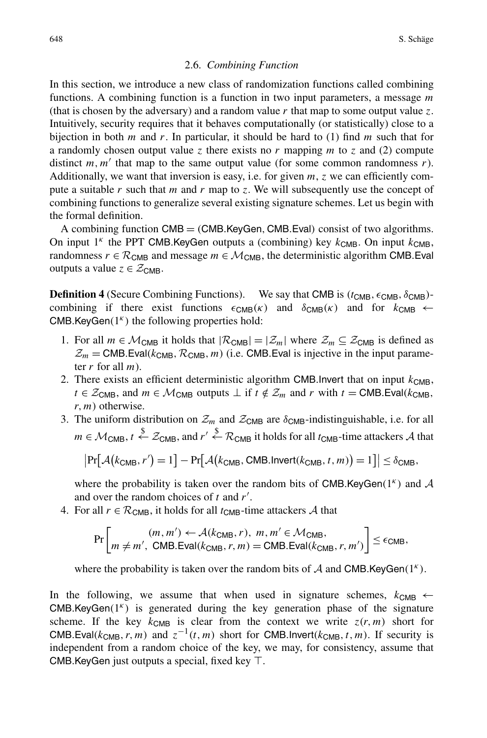### 2.6. *Combining Function*

In this section, we introduce a new class of randomization functions called combining functions. A combining function is a function in two input parameters, a message $m$ (that is chosen by the adversary) and a random value $r$ that map to some output value $z$. Intuitively, security requires that it behaves computationally (or statistically) close to a bijection in both $m$ and $r$. In particular, it should be hard to (1) find $m$ such that for a randomly chosen output value $z$ there exists no $r$ mapping $m$ to $z$ and (2) compute distinct $m, m'$ that map to the same output value (for some common randomness $r$). Additionally, we want that inversion is easy, i.e. for given $m$, $z$ we can efficiently compute a suitable $r$ such that $m$ and $r$ map to $z$. We will subsequently use the concept of combining functions to generalize several existing signature schemes. Let us begin with the formal definition.

A combining function $\mathsf{CMB} = (\mathsf{CMB.KeyGen}, \mathsf{CMB.Eval})$ consist of two algorithms. On input $1^\kappa$ the PPT $\mathsf{CMB.KeyGen}$ outputs a (combining) key $k_{\mathsf{CMB}}$. On input $k_{\mathsf{CMB}}$, randomness $r \in \mathcal{R}_{\mathsf{CMB}}$ and message $m \in \mathcal{M}_{\mathsf{CMB}}$, the deterministic algorithm $\mathsf{CMB.Eval}$ outputs a value $z \in \mathcal{Z}_{\mathsf{CMB}}$.

**Definition 4** (Secure Combining Functions). We say that $\mathsf{CMB}$ is $(t_{\mathsf{CMB}}, \epsilon_{\mathsf{CMB}}, \delta_{\mathsf{CMB}})$-combining if there exist functions $\epsilon_{\mathsf{CMB}}(\kappa)$ and $\delta_{\mathsf{CMB}}(\kappa)$ and for $k_{\mathsf{CMB}} \leftarrow \mathsf{CMB.KeyGen}(1^\kappa)$ the following properties hold:

1. For all $m \in \mathcal{M}_{\mathsf{CMB}}$ it holds that $|\mathcal{R}_{\mathsf{CMB}}| = |\mathcal{Z}_m|$ where $\mathcal{Z}_m \subseteq \mathcal{Z}_{\mathsf{CMB}}$ is defined as $\mathcal{Z}_m = \mathsf{CMB.Eval}(k_{\mathsf{CMB}}, \mathcal{R}_{\mathsf{CMB}}, m)$ (i.e. $\mathsf{CMB.Eval}$ is injective in the input parameter $r$ for all $m$).
2. There exists an efficient deterministic algorithm $\mathsf{CMB.Invert}$ that on input $k_{\mathsf{CMB}}$, $t \in \mathcal{Z}_{\mathsf{CMB}}$, and $m \in \mathcal{M}_{\mathsf{CMB}}$ outputs $\perp$ if $t \notin \mathcal{Z}_m$ and $r$ with $t = \mathsf{CMB.Eval}(k_{\mathsf{CMB}}, r, m)$ otherwise.
3. The uniform distribution on $\mathcal{Z}_m$ and $\mathcal{Z}_{\mathsf{CMB}}$ are $\delta_{\mathsf{CMB}}$-indistinguishable, i.e. for all $m \in \mathcal{M}_{\mathsf{CMB}}$, $t \stackrel{\$}{\leftarrow} \mathcal{Z}_{\mathsf{CMB}}$, and $r' \stackrel{\$}{\leftarrow} \mathcal{R}_{\mathsf{CMB}}$ it holds for all $t_{\mathsf{CMB}}$-time attackers $\mathcal{A}$ that

$$\left|\Pr\left[\mathcal{A}\left(k_{\mathsf{CMB}}, r'\right) = 1\right] - \Pr\left[\mathcal{A}\left(k_{\mathsf{CMB}}, \mathsf{CMB.Invert}(k_{\mathsf{CMB}}, t, m)\right) = 1\right]\right| \leq \delta_{\mathsf{CMB}},$$

   where the probability is taken over the random bits of $\mathsf{CMB.KeyGen}(1^\kappa)$ and $\mathcal{A}$ and over the random choices of $t$ and $r'$.
4. For all $r \in \mathcal{R}_{\mathsf{CMB}}$, it holds for all $t_{\mathsf{CMB}}$-time attackers $\mathcal{A}$ that

$$\Pr\left[\begin{matrix} (m, m') \leftarrow \mathcal{A}(k_{\mathsf{CMB}}, r), \ m, m' \in \mathcal{M}_{\mathsf{CMB}}, \\ m \neq m', \ \mathsf{CMB.Eval}(k_{\mathsf{CMB}}, r, m) = \mathsf{CMB.Eval}(k_{\mathsf{CMB}}, r, m') \end{matrix}\right] \leq \epsilon_{\mathsf{CMB}},$$

   where the probability is taken over the random bits of $\mathcal{A}$ and $\mathsf{CMB.KeyGen}(1^\kappa)$.

In the following, we assume that when used in signature schemes, $k_{\mathsf{CMB}} \leftarrow \mathsf{CMB.KeyGen}(1^\kappa)$ is generated during the key generation phase of the signature scheme. If the key $k_{\mathsf{CMB}}$ is clear from the context we write $z(r, m)$ short for $\mathsf{CMB.Eval}(k_{\mathsf{CMB}}, r, m)$ and $z^{-1}(t, m)$ short for $\mathsf{CMB.Invert}(k_{\mathsf{CMB}}, t, m)$. If security is independent from a random choice of the key, we may, for consistency, assume that $\mathsf{CMB.KeyGen}$ just outputs a special, fixed key $\top$.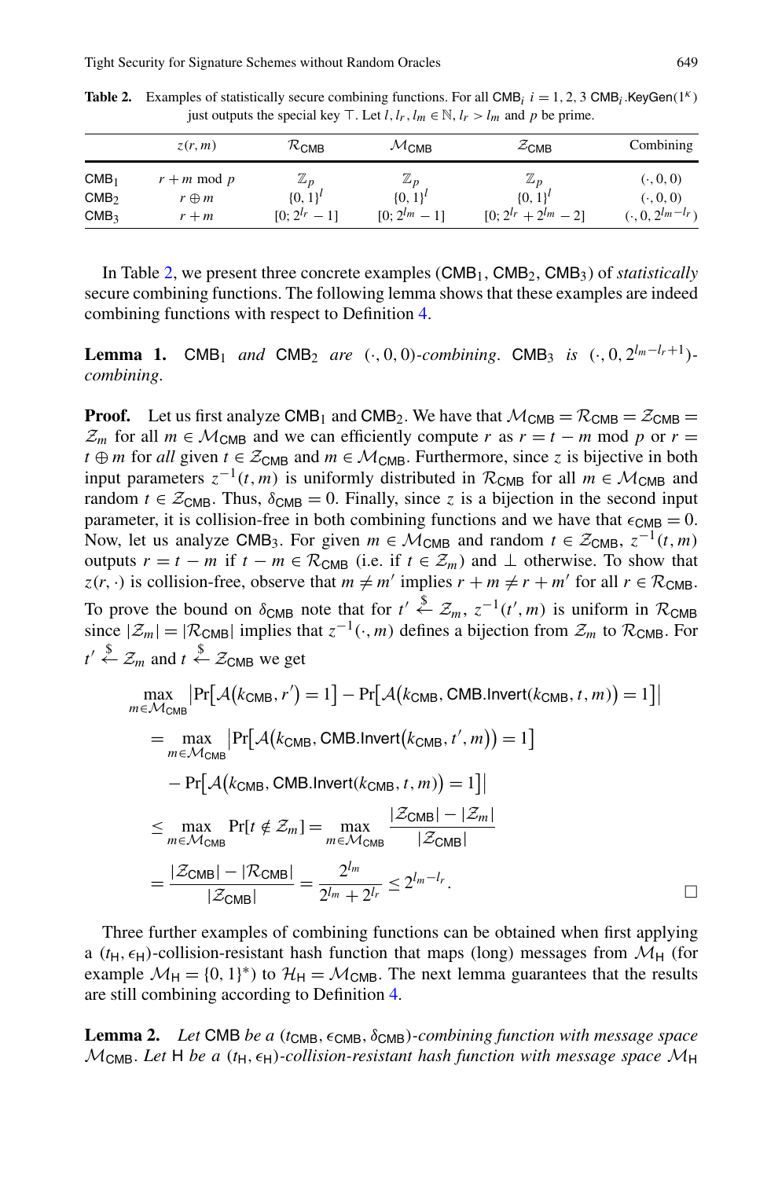**Table 2.** Examples of statistically secure combining functions. For all $\mathsf{CMB}_i$ $i = 1, 2, 3$ $\mathsf{CMB}_i.\mathsf{KeyGen}(1^\kappa)$ just outputs the special key $\top$. Let $l, l_r, l_m \in \mathbb{N}$, $l_r > l_m$ and $p$ be prime.

| | $z(r, m)$ | $\mathcal{R}_{\mathsf{CMB}}$ | $\mathcal{M}_{\mathsf{CMB}}$ | $\mathcal{Z}_{\mathsf{CMB}}$ | Combining |
|---|---|---|---|---|---|
| $\mathsf{CMB}_1$ | $r + m \bmod p$ | $\mathbb{Z}_p$ | $\mathbb{Z}_p$ | $\mathbb{Z}_p$ | $(\cdot, 0, 0)$ |
| $\mathsf{CMB}_2$ | $r \oplus m$ | $\{0,1\}^l$ | $\{0,1\}^l$ | $\{0,1\}^l$ | $(\cdot, 0, 0)$ |
| $\mathsf{CMB}_3$ | $r + m$ | $[0; 2^{l_r} - 1]$ | $[0; 2^{l_m} - 1]$ | $[0; 2^{l_r} + 2^{l_m} - 2]$ | $(\cdot, 0, 2^{l_m - l_r})$ |

In Table 2, we present three concrete examples ($\mathsf{CMB}_1$, $\mathsf{CMB}_2$, $\mathsf{CMB}_3$) of *statistically* secure combining functions. The following lemma shows that these examples are indeed combining functions with respect to Definition 4.

**Lemma 1.** *$\mathsf{CMB}_1$ and $\mathsf{CMB}_2$ are $(\cdot, 0, 0)$-combining. $\mathsf{CMB}_3$ is $(\cdot, 0, 2^{l_m - l_r + 1})$-combining.*

**Proof.** Let us first analyze $\mathsf{CMB}_1$ and $\mathsf{CMB}_2$. We have that $\mathcal{M}_{\mathsf{CMB}} = \mathcal{R}_{\mathsf{CMB}} = \mathcal{Z}_{\mathsf{CMB}} = \mathcal{Z}_m$ for all $m \in \mathcal{M}_{\mathsf{CMB}}$ and we can efficiently compute $r$ as $r = t - m \bmod p$ or $r = t \oplus m$ for *all* given $t \in \mathcal{Z}_{\mathsf{CMB}}$ and $m \in \mathcal{M}_{\mathsf{CMB}}$. Furthermore, since $z$ is bijective in both input parameters $z^{-1}(t, m)$ is uniformly distributed in $\mathcal{R}_{\mathsf{CMB}}$ for all $m \in \mathcal{M}_{\mathsf{CMB}}$ and random $t \in \mathcal{Z}_{\mathsf{CMB}}$. Thus, $\delta_{\mathsf{CMB}} = 0$. Finally, since $z$ is a bijection in the second input parameter, it is collision-free in both combining functions and we have that $\epsilon_{\mathsf{CMB}} = 0$. Now, let us analyze $\mathsf{CMB}_3$. For given $m \in \mathcal{M}_{\mathsf{CMB}}$ and random $t \in \mathcal{Z}_{\mathsf{CMB}}$, $z^{-1}(t, m)$ outputs $r = t - m$ if $t - m \in \mathcal{R}_{\mathsf{CMB}}$ (i.e. if $t \in \mathcal{Z}_m$) and $\perp$ otherwise. To show that $z(r, \cdot)$ is collision-free, observe that $m \neq m'$ implies $r + m \neq r + m'$ for all $r \in \mathcal{R}_{\mathsf{CMB}}$. To prove the bound on $\delta_{\mathsf{CMB}}$ note that for $t' \xleftarrow{\$} \mathcal{Z}_m$, $z^{-1}(t', m)$ is uniform in $\mathcal{R}_{\mathsf{CMB}}$ since $|\mathcal{Z}_m| = |\mathcal{R}_{\mathsf{CMB}}|$ implies that $z^{-1}(\cdot, m)$ defines a bijection from $\mathcal{Z}_m$ to $\mathcal{R}_{\mathsf{CMB}}$. For $t' \xleftarrow{\$} \mathcal{Z}_m$ and $t \xleftarrow{\$} \mathcal{Z}_{\mathsf{CMB}}$ we get

$$
\begin{aligned}
&\max_{m \in \mathcal{M}_{\mathsf{CMB}}} \left| \Pr\left[\mathcal{A}(k_{\mathsf{CMB}}, r') = 1\right] - \Pr\left[\mathcal{A}\left(k_{\mathsf{CMB}}, \mathsf{CMB.Invert}(k_{\mathsf{CMB}}, t, m)\right) = 1\right] \right| \\
&= \max_{m \in \mathcal{M}_{\mathsf{CMB}}} \left| \Pr\left[\mathcal{A}\left(k_{\mathsf{CMB}}, \mathsf{CMB.Invert}(k_{\mathsf{CMB}}, t', m)\right) = 1\right] \right. \\
&\quad \left. - \Pr\left[\mathcal{A}\left(k_{\mathsf{CMB}}, \mathsf{CMB.Invert}(k_{\mathsf{CMB}}, t, m)\right) = 1\right] \right| \\
&\leq \max_{m \in \mathcal{M}_{\mathsf{CMB}}} \Pr[t \notin \mathcal{Z}_m] = \max_{m \in \mathcal{M}_{\mathsf{CMB}}} \frac{|\mathcal{Z}_{\mathsf{CMB}}| - |\mathcal{Z}_m|}{|\mathcal{Z}_{\mathsf{CMB}}|} \\
&= \frac{|\mathcal{Z}_{\mathsf{CMB}}| - |\mathcal{R}_{\mathsf{CMB}}|}{|\mathcal{Z}_{\mathsf{CMB}}|} = \frac{2^{l_m}}{2^{l_m} + 2^{l_r}} \leq 2^{l_m - l_r}.
\end{aligned}
$$

$\square$

Three further examples of combining functions can be obtained when first applying a $(t_{\mathsf{H}}, \epsilon_{\mathsf{H}})$-collision-resistant hash function that maps (long) messages from $\mathcal{M}_{\mathsf{H}}$ (for example $\mathcal{M}_{\mathsf{H}} = \{0,1\}^*$) to $\mathcal{H}_{\mathsf{H}} = \mathcal{M}_{\mathsf{CMB}}$. The next lemma guarantees that the results are still combining according to Definition 4.

**Lemma 2.** *Let $\mathsf{CMB}$ be a $(t_{\mathsf{CMB}}, \epsilon_{\mathsf{CMB}}, \delta_{\mathsf{CMB}})$-combining function with message space $\mathcal{M}_{\mathsf{CMB}}$. Let $\mathsf{H}$ be a $(t_{\mathsf{H}}, \epsilon_{\mathsf{H}})$-collision-resistant hash function with message space $\mathcal{M}_{\mathsf{H}}$*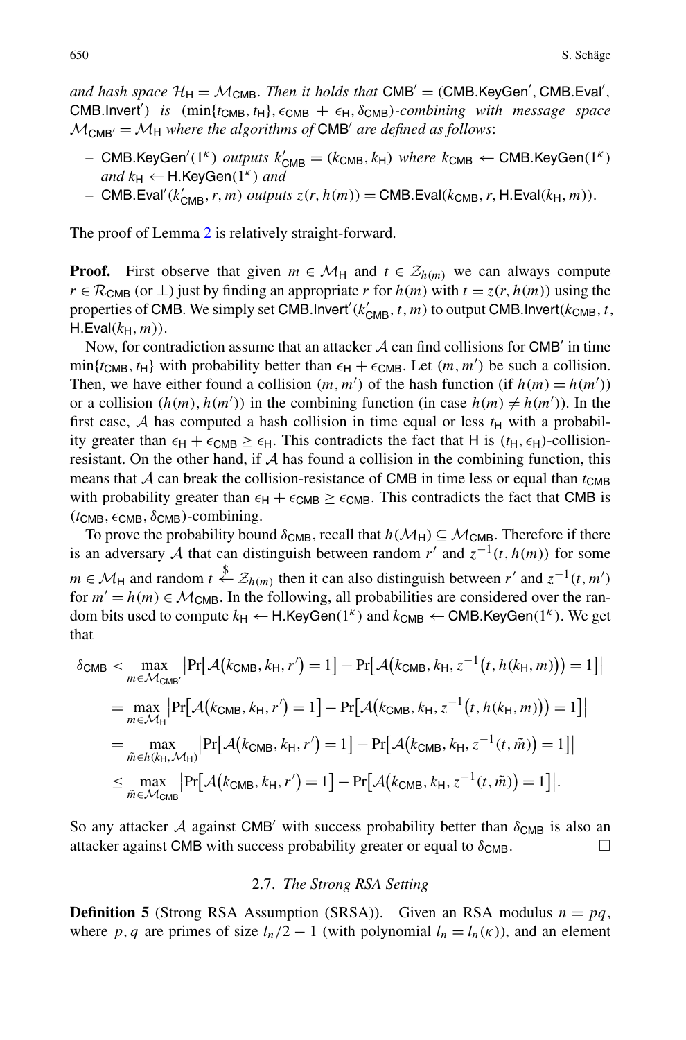*and hash space* $\mathcal{H}_{\mathsf{H}} = \mathcal{M}_{\mathsf{CMB}}$*. Then it holds that* $\mathsf{CMB}' = (\mathsf{CMB.KeyGen}', \mathsf{CMB.Eval}', \mathsf{CMB.Invert}')$ *is* $(\min\{t_{\mathsf{CMB}}, t_{\mathsf{H}}\}, \epsilon_{\mathsf{CMB}} + \epsilon_{\mathsf{H}}, \delta_{\mathsf{CMB}})$*-combining with message space* $\mathcal{M}_{\mathsf{CMB}'} = \mathcal{M}_{\mathsf{H}}$ *where the algorithms of* $\mathsf{CMB}'$ *are defined as follows*:

- $\mathsf{CMB.KeyGen}'(1^\kappa)$ *outputs* $k'_{\mathsf{CMB}} = (k_{\mathsf{CMB}}, k_{\mathsf{H}})$ *where* $k_{\mathsf{CMB}} \leftarrow \mathsf{CMB.KeyGen}(1^\kappa)$ *and* $k_{\mathsf{H}} \leftarrow \mathsf{H.KeyGen}(1^\kappa)$ *and*
- $\mathsf{CMB.Eval}'(k'_{\mathsf{CMB}}, r, m)$ *outputs* $z(r, h(m)) = \mathsf{CMB.Eval}(k_{\mathsf{CMB}}, r, \mathsf{H.Eval}(k_{\mathsf{H}}, m))$.

The proof of Lemma 2 is relatively straight-forward.

**Proof.** First observe that given $m \in \mathcal{M}_{\mathsf{H}}$ and $t \in \mathcal{Z}_{h(m)}$ we can always compute $r \in \mathcal{R}_{\mathsf{CMB}}$ (or $\perp$) just by finding an appropriate $r$ for $h(m)$ with $t = z(r, h(m))$ using the properties of $\mathsf{CMB}$. We simply set $\mathsf{CMB.Invert}'(k'_{\mathsf{CMB}}, t, m)$ to output $\mathsf{CMB.Invert}(k_{\mathsf{CMB}}, t, \mathsf{H.Eval}(k_{\mathsf{H}}, m))$.

Now, for contradiction assume that an attacker $\mathcal{A}$ can find collisions for $\mathsf{CMB}'$ in time $\min\{t_{\mathsf{CMB}}, t_{\mathsf{H}}\}$ with probability better than $\epsilon_{\mathsf{H}} + \epsilon_{\mathsf{CMB}}$. Let $(m, m')$ be such a collision. Then, we have either found a collision $(m, m')$ of the hash function (if $h(m) = h(m')$) or a collision $(h(m), h(m'))$ in the combining function (in case $h(m) \neq h(m')$). In the first case, $\mathcal{A}$ has computed a hash collision in time equal or less $t_{\mathsf{H}}$ with a probability greater than $\epsilon_{\mathsf{H}} + \epsilon_{\mathsf{CMB}} \geq \epsilon_{\mathsf{H}}$. This contradicts the fact that $\mathsf{H}$ is $(t_{\mathsf{H}}, \epsilon_{\mathsf{H}})$-collision-resistant. On the other hand, if $\mathcal{A}$ has found a collision in the combining function, this means that $\mathcal{A}$ can break the collision-resistance of $\mathsf{CMB}$ in time less or equal than $t_{\mathsf{CMB}}$ with probability greater than $\epsilon_{\mathsf{H}} + \epsilon_{\mathsf{CMB}} \geq \epsilon_{\mathsf{CMB}}$. This contradicts the fact that $\mathsf{CMB}$ is $(t_{\mathsf{CMB}}, \epsilon_{\mathsf{CMB}}, \delta_{\mathsf{CMB}})$-combining.

To prove the probability bound $\delta_{\mathsf{CMB}}$, recall that $h(\mathcal{M}_{\mathsf{H}}) \subseteq \mathcal{M}_{\mathsf{CMB}}$. Therefore if there is an adversary $\mathcal{A}$ that can distinguish between random $r'$ and $z^{-1}(t, h(m))$ for some $m \in \mathcal{M}_{\mathsf{H}}$ and random $t \stackrel{\$}{\leftarrow} \mathcal{Z}_{h(m)}$ then it can also distinguish between $r'$ and $z^{-1}(t, m')$ for $m' = h(m) \in \mathcal{M}_{\mathsf{CMB}}$. In the following, all probabilities are considered over the random bits used to compute $k_{\mathsf{H}} \leftarrow \mathsf{H.KeyGen}(1^\kappa)$ and $k_{\mathsf{CMB}} \leftarrow \mathsf{CMB.KeyGen}(1^\kappa)$. We get that

$$
\begin{aligned}
\delta_{\mathsf{CMB}} &< \max_{m \in \mathcal{M}_{\mathsf{CMB}'}} \left| \Pr\left[\mathcal{A}\left(k_{\mathsf{CMB}}, k_{\mathsf{H}}, r'\right) = 1\right] - \Pr\left[\mathcal{A}\left(k_{\mathsf{CMB}}, k_{\mathsf{H}}, z^{-1}\left(t, h(k_{\mathsf{H}}, m)\right)\right) = 1\right] \right| \\
&= \max_{m \in \mathcal{M}_{\mathsf{H}}} \left| \Pr\left[\mathcal{A}\left(k_{\mathsf{CMB}}, k_{\mathsf{H}}, r'\right) = 1\right] - \Pr\left[\mathcal{A}\left(k_{\mathsf{CMB}}, k_{\mathsf{H}}, z^{-1}\left(t, h(k_{\mathsf{H}}, m)\right)\right) = 1\right] \right| \\
&= \max_{\tilde{m} \in h(k_{\mathsf{H}}, \mathcal{M}_{\mathsf{H}})} \left| \Pr\left[\mathcal{A}\left(k_{\mathsf{CMB}}, k_{\mathsf{H}}, r'\right) = 1\right] - \Pr\left[\mathcal{A}\left(k_{\mathsf{CMB}}, k_{\mathsf{H}}, z^{-1}(t, \tilde{m})\right) = 1\right] \right| \\
&\leq \max_{\tilde{m} \in \mathcal{M}_{\mathsf{CMB}}} \left| \Pr\left[\mathcal{A}\left(k_{\mathsf{CMB}}, k_{\mathsf{H}}, r'\right) = 1\right] - \Pr\left[\mathcal{A}\left(k_{\mathsf{CMB}}, k_{\mathsf{H}}, z^{-1}(t, \tilde{m})\right) = 1\right] \right|.
\end{aligned}
$$

So any attacker $\mathcal{A}$ against $\mathsf{CMB}'$ with success probability better than $\delta_{\mathsf{CMB}}$ is also an attacker against $\mathsf{CMB}$ with success probability greater or equal to $\delta_{\mathsf{CMB}}$. □

### 2.7. *The Strong RSA Setting*

**Definition 5** (Strong RSA Assumption (SRSA)). Given an RSA modulus $n = pq$, where $p, q$ are primes of size $l_n/2 - 1$ (with polynomial $l_n = l_n(\kappa)$), and an element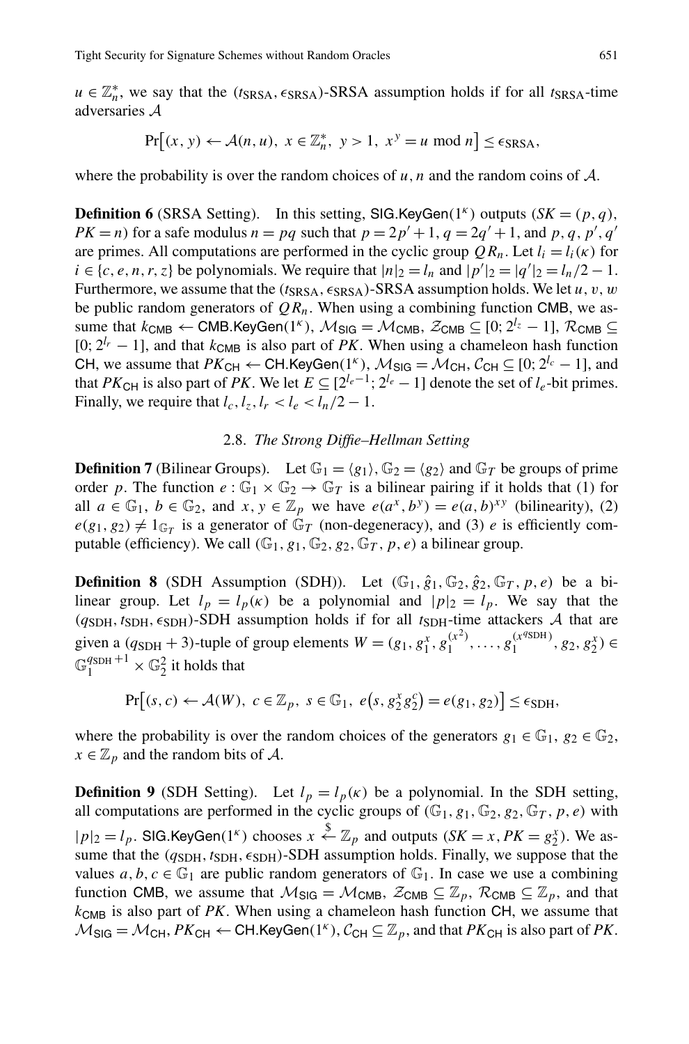$u \in \mathbb{Z}_n^*$, we say that the $(t_{\mathsf{SRSA}}, \epsilon_{\mathsf{SRSA}})$-SRSA assumption holds if for all $t_{\mathsf{SRSA}}$-time adversaries $\mathcal{A}$

$$\Pr\left[(x, y) \leftarrow \mathcal{A}(n, u),\ x \in \mathbb{Z}_n^*,\ y > 1,\ x^y = u \bmod n\right] \leq \epsilon_{\mathsf{SRSA}},$$

where the probability is over the random choices of $u, n$ and the random coins of $\mathcal{A}$.

**Definition 6** (SRSA Setting). In this setting, $\mathsf{SIG.KeyGen}(1^\kappa)$ outputs $(SK = (p, q), PK = n)$ for a safe modulus $n = pq$ such that $p = 2p' + 1$, $q = 2q' + 1$, and $p, q, p', q'$ are primes. All computations are performed in the cyclic group $QR_n$. Let $l_i = l_i(\kappa)$ for $i \in \{c, e, n, r, z\}$ be polynomials. We require that $|n|_2 = l_n$ and $|p'|_2 = |q'|_2 = l_n/2 - 1$. Furthermore, we assume that the $(t_{\mathsf{SRSA}}, \epsilon_{\mathsf{SRSA}})$-SRSA assumption holds. We let $u, v, w$ be public random generators of $QR_n$. When using a combining function $\mathsf{CMB}$, we assume that $k_{\mathsf{CMB}} \leftarrow \mathsf{CMB.KeyGen}(1^\kappa)$, $\mathcal{M}_{\mathsf{SIG}} = \mathcal{M}_{\mathsf{CMB}}$, $\mathcal{Z}_{\mathsf{CMB}} \subseteq [0; 2^{l_z} - 1]$, $\mathcal{R}_{\mathsf{CMB}} \subseteq [0; 2^{l_r} - 1]$, and that $k_{\mathsf{CMB}}$ is also part of $PK$. When using a chameleon hash function $\mathsf{CH}$, we assume that $PK_{\mathsf{CH}} \leftarrow \mathsf{CH.KeyGen}(1^\kappa)$, $\mathcal{M}_{\mathsf{SIG}} = \mathcal{M}_{\mathsf{CH}}$, $\mathcal{C}_{\mathsf{CH}} \subseteq [0; 2^{l_c} - 1]$, and that $PK_{\mathsf{CH}}$ is also part of $PK$. We let $E \subseteq [2^{l_e - 1}; 2^{l_e} - 1]$ denote the set of $l_e$-bit primes. Finally, we require that $l_c, l_z, l_r < l_e < l_n/2 - 1$.

### 2.8. *The Strong Diffie–Hellman Setting*

**Definition 7** (Bilinear Groups). Let $\mathbb{G}_1 = \langle g_1 \rangle$, $\mathbb{G}_2 = \langle g_2 \rangle$ and $\mathbb{G}_T$ be groups of prime order $p$. The function $e : \mathbb{G}_1 \times \mathbb{G}_2 \rightarrow \mathbb{G}_T$ is a bilinear pairing if it holds that (1) for all $a \in \mathbb{G}_1$, $b \in \mathbb{G}_2$, and $x, y \in \mathbb{Z}_p$ we have $e(a^x, b^y) = e(a, b)^{xy}$ (bilinearity), (2) $e(g_1, g_2) \neq 1_{\mathbb{G}_T}$ is a generator of $\mathbb{G}_T$ (non-degeneracy), and (3) $e$ is efficiently computable (efficiency). We call $(\mathbb{G}_1, g_1, \mathbb{G}_2, g_2, \mathbb{G}_T, p, e)$ a bilinear group.

**Definition 8** (SDH Assumption (SDH)). Let $(\mathbb{G}_1, \hat{g}_1, \mathbb{G}_2, \hat{g}_2, \mathbb{G}_T, p, e)$ be a bilinear group. Let $l_p = l_p(\kappa)$ be a polynomial and $|p|_2 = l_p$. We say that the $(q_{\mathsf{SDH}}, t_{\mathsf{SDH}}, \epsilon_{\mathsf{SDH}})$-SDH assumption holds if for all $t_{\mathsf{SDH}}$-time attackers $\mathcal{A}$ that are given a $(q_{\mathsf{SDH}} + 3)$-tuple of group elements $W = (g_1, g_1^x, g_1^{(x^2)}, \ldots, g_1^{(x^{q_{\mathsf{SDH}}})}, g_2, g_2^x) \in \mathbb{G}_1^{q_{\mathsf{SDH}}+1} \times \mathbb{G}_2^2$ it holds that

$$\Pr\left[(s, c) \leftarrow \mathcal{A}(W),\ c \in \mathbb{Z}_p,\ s \in \mathbb{G}_1,\ e\left(s, g_2^x g_2^c\right) = e(g_1, g_2)\right] \leq \epsilon_{\mathsf{SDH}},$$

where the probability is over the random choices of the generators $g_1 \in \mathbb{G}_1$, $g_2 \in \mathbb{G}_2$, $x \in \mathbb{Z}_p$ and the random bits of $\mathcal{A}$.

**Definition 9** (SDH Setting). Let $l_p = l_p(\kappa)$ be a polynomial. In the SDH setting, all computations are performed in the cyclic groups of $(\mathbb{G}_1, g_1, \mathbb{G}_2, g_2, \mathbb{G}_T, p, e)$ with $|p|_2 = l_p$. $\mathsf{SIG.KeyGen}(1^\kappa)$ chooses $x \stackrel{\$}{\leftarrow} \mathbb{Z}_p$ and outputs $(SK = x, PK = g_2^x)$. We assume that the $(q_{\mathsf{SDH}}, t_{\mathsf{SDH}}, \epsilon_{\mathsf{SDH}})$-SDH assumption holds. Finally, we suppose that the values $a, b, c \in \mathbb{G}_1$ are public random generators of $\mathbb{G}_1$. In case we use a combining function $\mathsf{CMB}$, we assume that $\mathcal{M}_{\mathsf{SIG}} = \mathcal{M}_{\mathsf{CMB}}$, $\mathcal{Z}_{\mathsf{CMB}} \subseteq \mathbb{Z}_p$, $\mathcal{R}_{\mathsf{CMB}} \subseteq \mathbb{Z}_p$, and that $k_{\mathsf{CMB}}$ is also part of $PK$. When using a chameleon hash function $\mathsf{CH}$, we assume that $\mathcal{M}_{\mathsf{SIG}} = \mathcal{M}_{\mathsf{CH}}$, $PK_{\mathsf{CH}} \leftarrow \mathsf{CH.KeyGen}(1^\kappa)$, $\mathcal{C}_{\mathsf{CH}} \subseteq \mathbb{Z}_p$, and that $PK_{\mathsf{CH}}$ is also part of $PK$.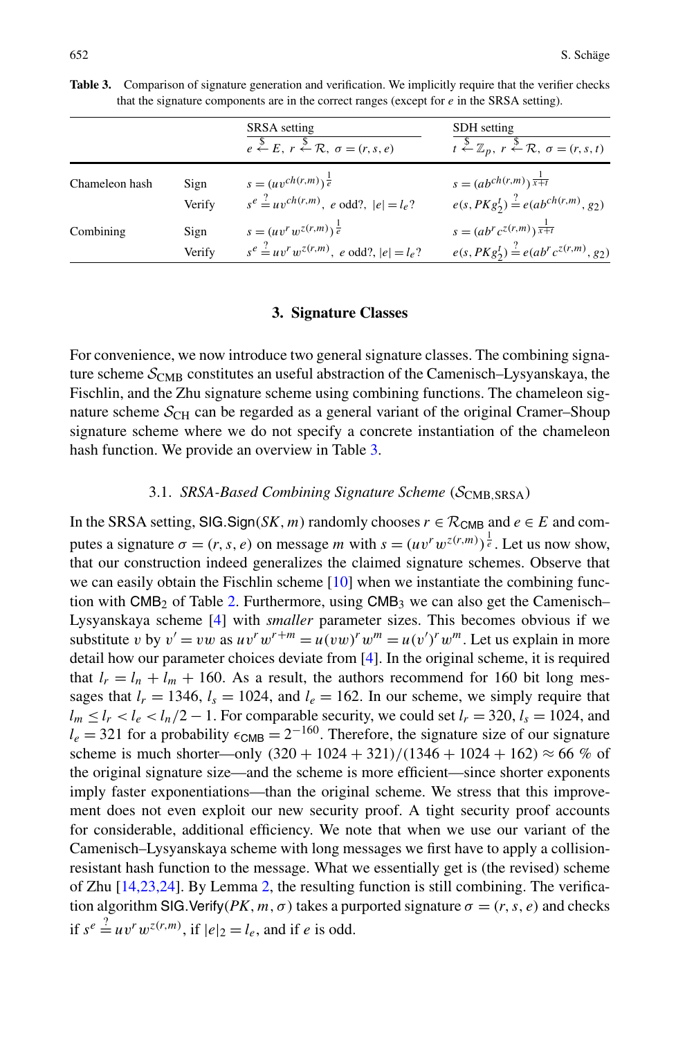**Table 3.** Comparison of signature generation and verification. We implicitly require that the verifier checks that the signature components are in the correct ranges (except for $e$ in the SRSA setting).

| | | SRSA setting | SDH setting |
|---|---|---|---|
| | | $e \xleftarrow{\$} E,\ r \xleftarrow{\$} \mathcal{R},\ \sigma = (r, s, e)$ | $t \xleftarrow{\$} \mathbb{Z}_p,\ r \xleftarrow{\$} \mathcal{R},\ \sigma = (r, s, t)$ |
| Chameleon hash | Sign | $s = (uv^{ch(r,m)})^{\frac{1}{e}}$ | $s = (ab^{ch(r,m)})^{\frac{1}{x+t}}$ |
| | Verify | $s^e \stackrel{?}{=} uv^{ch(r,m)},\ e$ odd?, $\|e\| = l_e$? | $e(s, PKg_2^t) \stackrel{?}{=} e(ab^{ch(r,m)}, g_2)$ |
| Combining | Sign | $s = (uv^r w^{z(r,m)})^{\frac{1}{e}}$ | $s = (ab^r c^{z(r,m)})^{\frac{1}{x+t}}$ |
| | Verify | $s^e \stackrel{?}{=} uv^r w^{z(r,m)},\ e$ odd?, $\|e\| = l_e$? | $e(s, PKg_2^t) \stackrel{?}{=} e(ab^r c^{z(r,m)}, g_2)$ |

## 3. Signature Classes

For convenience, we now introduce two general signature classes. The combining signature scheme $\mathcal{S}_{\text{CMB}}$ constitutes an useful abstraction of the Camenisch–Lysyanskaya, the Fischlin, and the Zhu signature scheme using combining functions. The chameleon signature scheme $\mathcal{S}_{\text{CH}}$ can be regarded as a general variant of the original Cramer–Shoup signature scheme where we do not specify a concrete instantiation of the chameleon hash function. We provide an overview in Table 3.

### 3.1. *SRSA-Based Combining Signature Scheme* ($\mathcal{S}_{\text{CMB,SRSA}}$)

In the SRSA setting, $\mathsf{SIG.Sign}(SK, m)$ randomly chooses $r \in \mathcal{R}_{\mathsf{CMB}}$ and $e \in E$ and computes a signature $\sigma = (r, s, e)$ on message $m$ with $s = (uv^r w^{z(r,m)})^{\frac{1}{e}}$. Let us now show, that our construction indeed generalizes the claimed signature schemes. Observe that we can easily obtain the Fischlin scheme [10] when we instantiate the combining function with $\mathsf{CMB}_2$ of Table 2. Furthermore, using $\mathsf{CMB}_3$ we can also get the Camenisch–Lysyanskaya scheme [4] with *smaller* parameter sizes. This becomes obvious if we substitute $v$ by $v' = vw$ as $uv^r w^{r+m} = u(vw)^r w^m = u(v')^r w^m$. Let us explain in more detail how our parameter choices deviate from [4]. In the original scheme, it is required that $l_r = l_n + l_m + 160$. As a result, the authors recommend for 160 bit long messages that $l_r = 1346$, $l_s = 1024$, and $l_e = 162$. In our scheme, we simply require that $l_m \le l_r < l_e < l_n/2 - 1$. For comparable security, we could set $l_r = 320$, $l_s = 1024$, and $l_e = 321$ for a probability $\epsilon_{\mathsf{CMB}} = 2^{-160}$. Therefore, the signature size of our signature scheme is much shorter—only $(320 + 1024 + 321)/(1346 + 1024 + 162) \approx 66\ \%$ of the original signature size—and the scheme is more efficient—since shorter exponents imply faster exponentiations—than the original scheme. We stress that this improvement does not even exploit our new security proof. A tight security proof accounts for considerable, additional efficiency. We note that when we use our variant of the Camenisch–Lysyanskaya scheme with long messages we first have to apply a collision-resistant hash function to the message. What we essentially get is (the revised) scheme of Zhu [14,23,24]. By Lemma 2, the resulting function is still combining. The verification algorithm $\mathsf{SIG.Verify}(PK, m, \sigma)$ takes a purported signature $\sigma = (r, s, e)$ and checks if $s^e \stackrel{?}{=} uv^r w^{z(r,m)}$, if $|e|_2 = l_e$, and if $e$ is odd.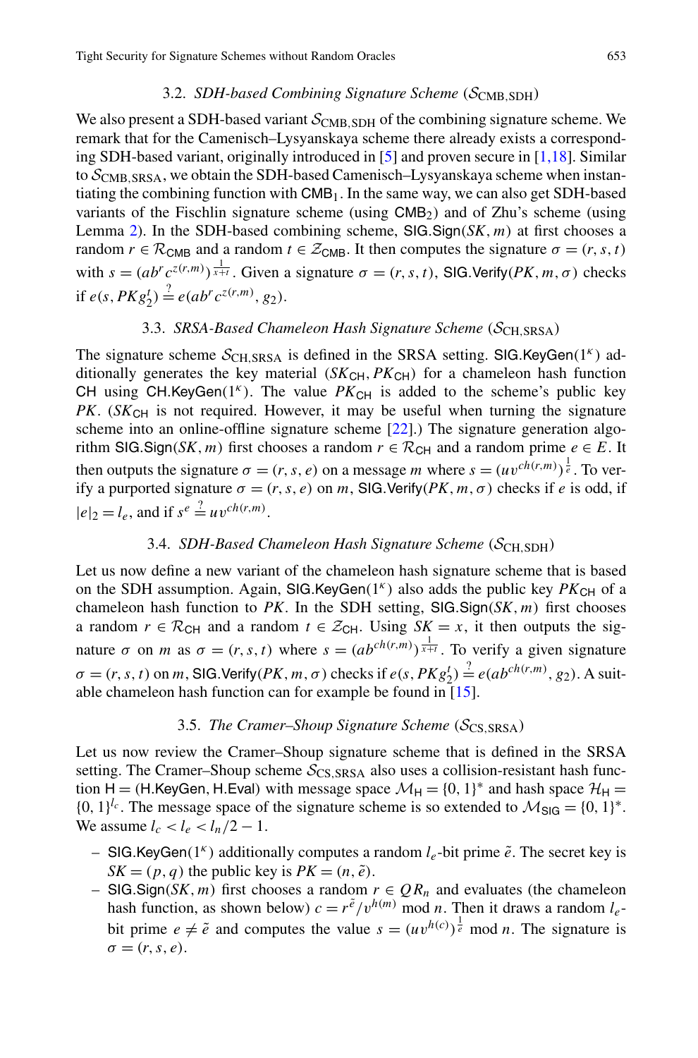### 3.2. *SDH-based Combining Signature Scheme* ($\mathcal{S}_{\mathsf{CMB,SDH}}$)

We also present a SDH-based variant $\mathcal{S}_{\mathsf{CMB,SDH}}$ of the combining signature scheme. We remark that for the Camenisch–Lysyanskaya scheme there already exists a corresponding SDH-based variant, originally introduced in [5] and proven secure in [1,18]. Similar to $\mathcal{S}_{\mathsf{CMB,SRSA}}$, we obtain the SDH-based Camenisch–Lysyanskaya scheme when instantiating the combining function with $\mathsf{CMB}_1$. In the same way, we can also get SDH-based variants of the Fischlin signature scheme (using $\mathsf{CMB}_2$) and of Zhu's scheme (using Lemma 2). In the SDH-based combining scheme, $\mathsf{SIG.Sign}(SK, m)$ at first chooses a random $r \in \mathcal{R}_{\mathsf{CMB}}$ and a random $t \in \mathcal{Z}_{\mathsf{CMB}}$. It then computes the signature $\sigma = (r, s, t)$ with $s = (ab^r c^{z(r,m)})^{\frac{1}{x+t}}$. Given a signature $\sigma = (r, s, t)$, $\mathsf{SIG.Verify}(PK, m, \sigma)$ checks if $e(s, PKg_2^t) \stackrel{?}{=} e(ab^r c^{z(r,m)}, g_2)$.

### 3.3. *SRSA-Based Chameleon Hash Signature Scheme* ($\mathcal{S}_{\mathsf{CH,SRSA}}$)

The signature scheme $\mathcal{S}_{\mathsf{CH,SRSA}}$ is defined in the SRSA setting. $\mathsf{SIG.KeyGen}(1^\kappa)$ additionally generates the key material $(SK_{\mathsf{CH}}, PK_{\mathsf{CH}})$ for a chameleon hash function $\mathsf{CH}$ using $\mathsf{CH.KeyGen}(1^\kappa)$. The value $PK_{\mathsf{CH}}$ is added to the scheme's public key $PK$. ($SK_{\mathsf{CH}}$ is not required. However, it may be useful when turning the signature scheme into an online-offline signature scheme [22].) The signature generation algorithm $\mathsf{SIG.Sign}(SK, m)$ first chooses a random $r \in \mathcal{R}_{\mathsf{CH}}$ and a random prime $e \in E$. It then outputs the signature $\sigma = (r, s, e)$ on a message $m$ where $s = (uv^{ch(r,m)})^{\frac{1}{e}}$. To verify a purported signature $\sigma = (r, s, e)$ on $m$, $\mathsf{SIG.Verify}(PK, m, \sigma)$ checks if $e$ is odd, if $|e|_2 = l_e$, and if $s^e \stackrel{?}{=} uv^{ch(r,m)}$.

### 3.4. *SDH-Based Chameleon Hash Signature Scheme* ($\mathcal{S}_{\mathsf{CH,SDH}}$)

Let us now define a new variant of the chameleon hash signature scheme that is based on the SDH assumption. Again, $\mathsf{SIG.KeyGen}(1^\kappa)$ also adds the public key $PK_{\mathsf{CH}}$ of a chameleon hash function to $PK$. In the SDH setting, $\mathsf{SIG.Sign}(SK, m)$ first chooses a random $r \in \mathcal{R}_{\mathsf{CH}}$ and a random $t \in \mathcal{Z}_{\mathsf{CH}}$. Using $SK = x$, it then outputs the signature $\sigma$ on $m$ as $\sigma = (r, s, t)$ where $s = (ab^{ch(r,m)})^{\frac{1}{x+t}}$. To verify a given signature $\sigma = (r, s, t)$ on $m$, $\mathsf{SIG.Verify}(PK, m, \sigma)$ checks if $e(s, PKg_2^t) \stackrel{?}{=} e(ab^{ch(r,m)}, g_2)$. A suitable chameleon hash function can for example be found in [15].

### 3.5. *The Cramer–Shoup Signature Scheme* ($\mathcal{S}_{\mathsf{CS,SRSA}}$)

Let us now review the Cramer–Shoup signature scheme that is defined in the SRSA setting. The Cramer–Shoup scheme $\mathcal{S}_{\mathsf{CS,SRSA}}$ also uses a collision-resistant hash function $\mathsf{H} = (\mathsf{H.KeyGen}, \mathsf{H.Eval})$ with message space $\mathcal{M}_{\mathsf{H}} = \{0,1\}^*$ and hash space $\mathcal{H}_{\mathsf{H}} = \{0,1\}^{l_c}$. The message space of the signature scheme is so extended to $\mathcal{M}_{\mathsf{SIG}} = \{0,1\}^*$. We assume $l_c < l_e < l_n/2 - 1$.

- $\mathsf{SIG.KeyGen}(1^\kappa)$ additionally computes a random $l_e$-bit prime $\tilde{e}$. The secret key is $SK = (p, q)$ the public key is $PK = (n, \tilde{e})$.
- $\mathsf{SIG.Sign}(SK, m)$ first chooses a random $r \in QR_n$ and evaluates (the chameleon hash function, as shown below) $c = r^{\tilde{e}}/v^{h(m)} \bmod n$. Then it draws a random $l_e$-bit prime $e \neq \tilde{e}$ and computes the value $s = (uv^{h(c)})^{\frac{1}{e}} \bmod n$. The signature is $\sigma = (r, s, e)$.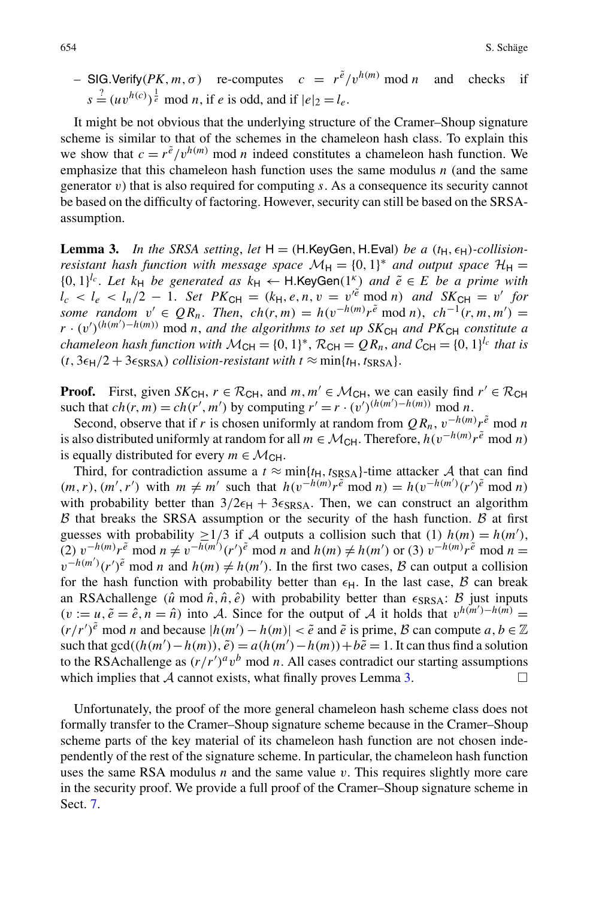– SIG.Verify$(PK, m, \sigma)$ re-computes $c = r^{\tilde{e}}/v^{h(m)} \bmod n$ and checks if $s \stackrel{?}{=} (uv^{h(c)})^{\frac{1}{e}} \bmod n$, if $e$ is odd, and if $|e|_2 = l_e$.

It might be not obvious that the underlying structure of the Cramer–Shoup signature scheme is similar to that of the schemes in the chameleon hash class. To explain this we show that $c = r^{\tilde{e}}/v^{h(m)} \bmod n$ indeed constitutes a chameleon hash function. We emphasize that this chameleon hash function uses the same modulus $n$ (and the same generator $v$) that is also required for computing $s$. As a consequence its security cannot be based on the difficulty of factoring. However, security can still be based on the SRSA-assumption.

**Lemma 3.** *In the SRSA setting, let* $\mathsf{H} = (\mathsf{H.KeyGen}, \mathsf{H.Eval})$ *be a* $(t_\mathsf{H}, \epsilon_\mathsf{H})$*-collision-resistant hash function with message space* $\mathcal{M}_\mathsf{H} = \{0,1\}^*$ *and output space* $\mathcal{H}_\mathsf{H} = \{0,1\}^{l_c}$. *Let* $k_\mathsf{H}$ *be generated as* $k_\mathsf{H} \leftarrow \mathsf{H.KeyGen}(1^\kappa)$ *and* $\tilde{e} \in E$ *be a prime with* $l_c < l_e < l_n/2 - 1$. *Set* $PK_{\mathsf{CH}} = (k_\mathsf{H}, e, n, v = v'^{\tilde{e}} \bmod n)$ *and* $SK_{\mathsf{CH}} = v'$ *for some random* $v' \in QR_n$. *Then,* $ch(r, m) = h(v^{-h(m)} r^{\tilde{e}} \bmod n)$, $ch^{-1}(r, m, m') = r \cdot (v')^{(h(m') - h(m))} \bmod n$, *and the algorithms to set up* $SK_{\mathsf{CH}}$ *and* $PK_{\mathsf{CH}}$ *constitute a chameleon hash function with* $\mathcal{M}_{\mathsf{CH}} = \{0,1\}^*$, $\mathcal{R}_{\mathsf{CH}} = QR_n$, *and* $\mathcal{C}_{\mathsf{CH}} = \{0,1\}^{l_c}$ *that is* $(t, 3\epsilon_\mathsf{H}/2 + 3\epsilon_{\mathsf{SRSA}})$ *collision-resistant with* $t \approx \min\{t_\mathsf{H}, t_{\mathsf{SRSA}}\}$.

**Proof.** First, given $SK_{\mathsf{CH}}$, $r \in \mathcal{R}_{\mathsf{CH}}$, and $m, m' \in \mathcal{M}_{\mathsf{CH}}$, we can easily find $r' \in \mathcal{R}_{\mathsf{CH}}$ such that $ch(r, m) = ch(r', m')$ by computing $r' = r \cdot (v')^{(h(m') - h(m))} \bmod n$.

Second, observe that if $r$ is chosen uniformly at random from $QR_n$, $v^{-h(m)} r^{\tilde{e}} \bmod n$ is also distributed uniformly at random for all $m \in \mathcal{M}_{\mathsf{CH}}$. Therefore, $h(v^{-h(m)} r^{\tilde{e}} \bmod n)$ is equally distributed for every $m \in \mathcal{M}_{\mathsf{CH}}$.

Third, for contradiction assume a $t \approx \min\{t_\mathsf{H}, t_{\mathsf{SRSA}}\}$-time attacker $\mathcal{A}$ that can find $(m, r), (m', r')$ with $m \neq m'$ such that $h(v^{-h(m)} r^{\tilde{e}} \bmod n) = h(v^{-h(m')} (r')^{\tilde{e}} \bmod n)$ with probability better than $3/2\epsilon_\mathsf{H} + 3\epsilon_{\mathsf{SRSA}}$. Then, we can construct an algorithm $\mathcal{B}$ that breaks the SRSA assumption or the security of the hash function. $\mathcal{B}$ at first guesses with probability $\geq 1/3$ if $\mathcal{A}$ outputs a collision such that (1) $h(m) = h(m')$, (2) $v^{-h(m)} r^{\tilde{e}} \bmod n \neq v^{-h(m')} (r')^{\tilde{e}} \bmod n$ and $h(m) \neq h(m')$ or (3) $v^{-h(m)} r^{\tilde{e}} \bmod n = v^{-h(m')} (r')^{\tilde{e}} \bmod n$ and $h(m) \neq h(m')$. In the first two cases, $\mathcal{B}$ can output a collision for the hash function with probability better than $\epsilon_\mathsf{H}$. In the last case, $\mathcal{B}$ can break an RSAchallenge $(\hat{u} \bmod \hat{n}, \hat{n}, \hat{e})$ with probability better than $\epsilon_{\mathsf{SRSA}}$: $\mathcal{B}$ just inputs $(v := u, \tilde{e} = \hat{e}, n = \hat{n})$ into $\mathcal{A}$. Since for the output of $\mathcal{A}$ it holds that $v^{h(m') - h(m)} = (r/r')^{\tilde{e}} \bmod n$ and because $|h(m') - h(m)| < \tilde{e}$ and $\tilde{e}$ is prime, $\mathcal{B}$ can compute $a, b \in \mathbb{Z}$ such that $\gcd((h(m') - h(m)), \tilde{e}) = a(h(m') - h(m)) + b\tilde{e} = 1$. It can thus find a solution to the RSAchallenge as $(r/r')^a v^b \bmod n$. All cases contradict our starting assumptions which implies that $\mathcal{A}$ cannot exists, what finally proves Lemma 3. □

Unfortunately, the proof of the more general chameleon hash scheme class does not formally transfer to the Cramer–Shoup signature scheme because in the Cramer–Shoup scheme parts of the key material of its chameleon hash function are not chosen independently of the rest of the signature scheme. In particular, the chameleon hash function uses the same RSA modulus $n$ and the same value $v$. This requires slightly more care in the security proof. We provide a full proof of the Cramer–Shoup signature scheme in Sect. 7.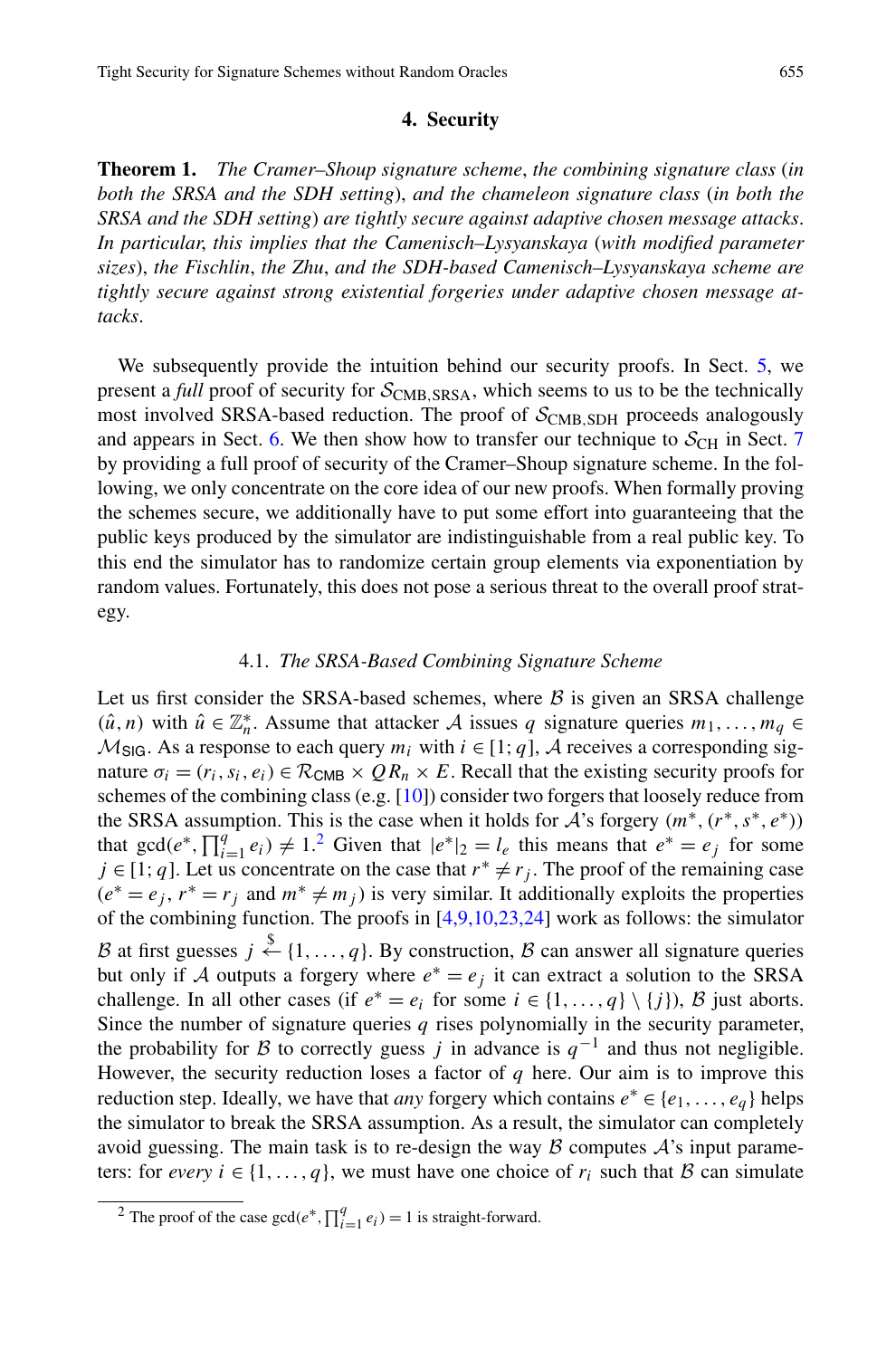## 4. Security

**Theorem 1.** *The Cramer–Shoup signature scheme, the combining signature class (in both the SRSA and the SDH setting), and the chameleon signature class (in both the SRSA and the SDH setting) are tightly secure against adaptive chosen message attacks. In particular, this implies that the Camenisch–Lysyanskaya (with modified parameter sizes), the Fischlin, the Zhu, and the SDH-based Camenisch–Lysyanskaya scheme are tightly secure against strong existential forgeries under adaptive chosen message attacks.*

We subsequently provide the intuition behind our security proofs. In Sect. 5, we present a *full* proof of security for $\mathcal{S}_{\mathsf{CMB,SRSA}}$, which seems to us to be the technically most involved SRSA-based reduction. The proof of $\mathcal{S}_{\mathsf{CMB,SDH}}$ proceeds analogously and appears in Sect. 6. We then show how to transfer our technique to $\mathcal{S}_{\mathsf{CH}}$ in Sect. 7 by providing a full proof of security of the Cramer–Shoup signature scheme. In the following, we only concentrate on the core idea of our new proofs. When formally proving the schemes secure, we additionally have to put some effort into guaranteeing that the public keys produced by the simulator are indistinguishable from a real public key. To this end the simulator has to randomize certain group elements via exponentiation by random values. Fortunately, this does not pose a serious threat to the overall proof strategy.

### 4.1. *The SRSA-Based Combining Signature Scheme*

Let us first consider the SRSA-based schemes, where $\mathcal{B}$ is given an SRSA challenge $(\hat{u}, n)$ with $\hat{u} \in \mathbb{Z}_n^*$. Assume that attacker $\mathcal{A}$ issues $q$ signature queries $m_1, \ldots, m_q \in \mathcal{M}_{\mathsf{SIG}}$. As a response to each query $m_i$ with $i \in [1;q]$, $\mathcal{A}$ receives a corresponding signature $\sigma_i = (r_i, s_i, e_i) \in \mathcal{R}_{\mathsf{CMB}} \times QR_n \times E$. Recall that the existing security proofs for schemes of the combining class (e.g. [10]) consider two forgers that loosely reduce from the SRSA assumption. This is the case when it holds for $\mathcal{A}$'s forgery $(m^*, (r^*, s^*, e^*))$ that $\gcd(e^*, \prod_{i=1}^{q} e_i) \neq 1$.[2] Given that $|e^*|_2 = l_e$ this means that $e^* = e_j$ for some $j \in [1;q]$. Let us concentrate on the case that $r^* \neq r_j$. The proof of the remaining case ($e^* = e_j$, $r^* = r_j$ and $m^* \neq m_j$) is very similar. It additionally exploits the properties of the combining function. The proofs in [4,9,10,23,24] work as follows: the simulator $\mathcal{B}$ at first guesses $j \stackrel{\$}{\leftarrow} \{1, \ldots, q\}$. By construction, $\mathcal{B}$ can answer all signature queries but only if $\mathcal{A}$ outputs a forgery where $e^* = e_j$ it can extract a solution to the SRSA challenge. In all other cases (if $e^* = e_i$ for some $i \in \{1, \ldots, q\} \setminus \{j\}$), $\mathcal{B}$ just aborts. Since the number of signature queries $q$ rises polynomially in the security parameter, the probability for $\mathcal{B}$ to correctly guess $j$ in advance is $q^{-1}$ and thus not negligible. However, the security reduction loses a factor of $q$ here. Our aim is to improve this reduction step. Ideally, we have that *any* forgery which contains $e^* \in \{e_1, \ldots, e_q\}$ helps the simulator to break the SRSA assumption. As a result, the simulator can completely avoid guessing. The main task is to re-design the way $\mathcal{B}$ computes $\mathcal{A}$'s input parameters: for *every* $i \in \{1, \ldots, q\}$, we must have one choice of $r_i$ such that $\mathcal{B}$ can simulate

[2] The proof of the case $\gcd(e^*, \prod_{i=1}^{q} e_i) = 1$ is straight-forward.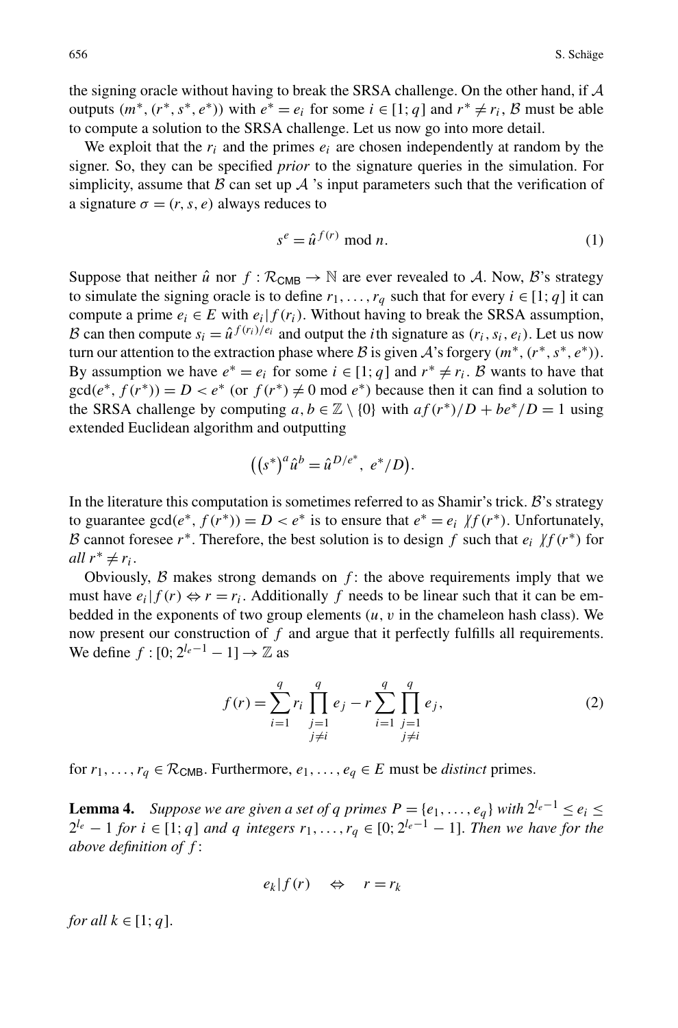the signing oracle without having to break the SRSA challenge. On the other hand, if $\mathcal{A}$ outputs $(m^*, (r^*, s^*, e^*))$ with $e^* = e_i$ for some $i \in [1; q]$ and $r^* \neq r_i$, $\mathcal{B}$ must be able to compute a solution to the SRSA challenge. Let us now go into more detail.

We exploit that the $r_i$ and the primes $e_i$ are chosen independently at random by the signer. So, they can be specified *prior* to the signature queries in the simulation. For simplicity, assume that $\mathcal{B}$ can set up $\mathcal{A}$ 's input parameters such that the verification of a signature $\sigma = (r, s, e)$ always reduces to

$$s^e = \hat{u}^{f(r)} \bmod n. \tag{1}$$

Suppose that neither $\hat{u}$ nor $f : \mathcal{R}_{\mathsf{CMB}} \to \mathbb{N}$ are ever revealed to $\mathcal{A}$. Now, $\mathcal{B}$'s strategy to simulate the signing oracle is to define $r_1, \ldots, r_q$ such that for every $i \in [1; q]$ it can compute a prime $e_i \in E$ with $e_i | f(r_i)$. Without having to break the SRSA assumption, $\mathcal{B}$ can then compute $s_i = \hat{u}^{f(r_i)/e_i}$ and output the $i$th signature as $(r_i, s_i, e_i)$. Let us now turn our attention to the extraction phase where $\mathcal{B}$ is given $\mathcal{A}$'s forgery $(m^*, (r^*, s^*, e^*))$. By assumption we have $e^* = e_i$ for some $i \in [1; q]$ and $r^* \neq r_i$. $\mathcal{B}$ wants to have that $\gcd(e^*, f(r^*)) = D < e^*$ (or $f(r^*) \neq 0 \bmod e^*$) because then it can find a solution to the SRSA challenge by computing $a, b \in \mathbb{Z} \setminus \{0\}$ with $af(r^*)/D + be^*/D = 1$ using extended Euclidean algorithm and outputting

$$\left((s^*)^a \hat{u}^b = \hat{u}^{D/e^*},\ e^*/D\right).$$

In the literature this computation is sometimes referred to as Shamir's trick. $\mathcal{B}$'s strategy to guarantee $\gcd(e^*, f(r^*)) = D < e^*$ is to ensure that $e^* = e_i \nmid f(r^*)$. Unfortunately, $\mathcal{B}$ cannot foresee $r^*$. Therefore, the best solution is to design $f$ such that $e_i \nmid f(r^*)$ for *all* $r^* \neq r_i$.

Obviously, $\mathcal{B}$ makes strong demands on $f$: the above requirements imply that we must have $e_i | f(r) \Leftrightarrow r = r_i$. Additionally $f$ needs to be linear such that it can be embedded in the exponents of two group elements ($u$, $v$ in the chameleon hash class). We now present our construction of $f$ and argue that it perfectly fulfills all requirements. We define $f : [0; 2^{l_e - 1} - 1] \to \mathbb{Z}$ as

$$f(r) = \sum_{i=1}^{q} r_i \prod_{\substack{j=1\\ j\neq i}}^{q} e_j - r \sum_{i=1}^{q} \prod_{\substack{j=1\\ j\neq i}}^{q} e_j, \tag{2}$$

for $r_1, \ldots, r_q \in \mathcal{R}_{\mathsf{CMB}}$. Furthermore, $e_1, \ldots, e_q \in E$ must be *distinct* primes.

**Lemma 4.** *Suppose we are given a set of $q$ primes $P = \{e_1, \ldots, e_q\}$ with $2^{l_e - 1} \leq e_i \leq 2^{l_e} - 1$ for $i \in [1; q]$ and $q$ integers $r_1, \ldots, r_q \in [0; 2^{l_e - 1} - 1]$. Then we have for the above definition of $f$:*

$$e_k | f(r) \quad \Leftrightarrow \quad r = r_k$$

*for all $k \in [1; q]$.*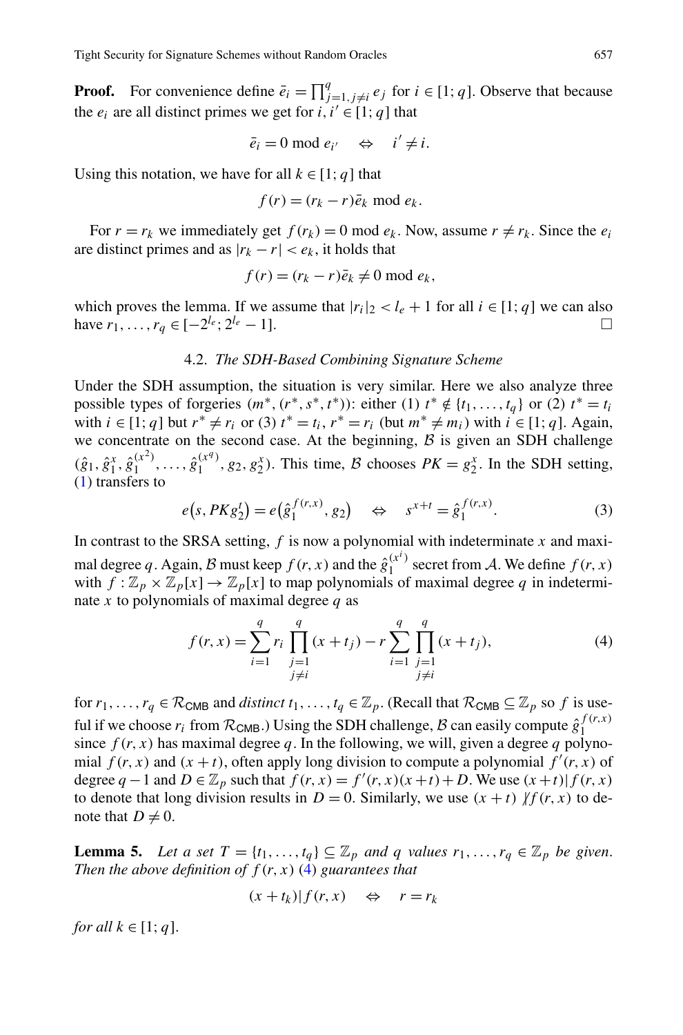**Proof.** For convenience define $\bar{e}_i = \prod_{j=1, j\neq i}^{q} e_j$ for $i \in [1; q]$. Observe that because the $e_i$ are all distinct primes we get for $i, i' \in [1; q]$ that

$$\bar{e}_i = 0 \bmod e_{i'} \quad \Leftrightarrow \quad i' \neq i.$$

Using this notation, we have for all $k \in [1; q]$ that

$$f(r) = (r_k - r)\bar{e}_k \bmod e_k.$$

For $r = r_k$ we immediately get $f(r_k) = 0 \bmod e_k$. Now, assume $r \neq r_k$. Since the $e_i$ are distinct primes and as $|r_k - r| < e_k$, it holds that

$$f(r) = (r_k - r)\bar{e}_k \neq 0 \bmod e_k,$$

which proves the lemma. If we assume that $|r_i|_2 < l_e + 1$ for all $i \in [1; q]$ we can also have $r_1, \ldots, r_q \in [-2^{l_e}; 2^{l_e} - 1]$. □

### 4.2. *The SDH-Based Combining Signature Scheme*

Under the SDH assumption, the situation is very similar. Here we also analyze three possible types of forgeries $(m^*, (r^*, s^*, t^*))$: either (1) $t^* \notin \{t_1, \ldots, t_q\}$ or (2) $t^* = t_i$ with $i \in [1; q]$ but $r^* \neq r_i$ or (3) $t^* = t_i$, $r^* = r_i$ (but $m^* \neq m_i$) with $i \in [1; q]$. Again, we concentrate on the second case. At the beginning, $\mathcal{B}$ is given an SDH challenge $(\hat{g}_1, \hat{g}_1^x, \hat{g}_1^{(x^2)}, \ldots, \hat{g}_1^{(x^q)}, g_2, g_2^x)$. This time, $\mathcal{B}$ chooses $PK = g_2^x$. In the SDH setting, (1) transfers to

$$e\big(s, PK g_2^t\big) = e\big(\hat{g}_1^{f(r,x)}, g_2\big) \quad \Leftrightarrow \quad s^{x+t} = \hat{g}_1^{f(r,x)}. \tag{3}$$

In contrast to the SRSA setting, $f$ is now a polynomial with indeterminate $x$ and maximal degree $q$. Again, $\mathcal{B}$ must keep $f(r, x)$ and the $\hat{g}_1^{(x^i)}$ secret from $\mathcal{A}$. We define $f(r, x)$ with $f : \mathbb{Z}_p \times \mathbb{Z}_p[x] \to \mathbb{Z}_p[x]$ to map polynomials of maximal degree $q$ in indeterminate $x$ to polynomials of maximal degree $q$ as

$$f(r, x) = \sum_{i=1}^{q} r_i \prod_{\substack{j=1 \\ j\neq i}}^{q} (x + t_j) - r \sum_{i=1}^{q} \prod_{\substack{j=1 \\ j\neq i}}^{q} (x + t_j), \tag{4}$$

for $r_1, \ldots, r_q \in \mathcal{R}_{\mathsf{CMB}}$ and *distinct* $t_1, \ldots, t_q \in \mathbb{Z}_p$. (Recall that $\mathcal{R}_{\mathsf{CMB}} \subseteq \mathbb{Z}_p$ so $f$ is useful if we choose $r_i$ from $\mathcal{R}_{\mathsf{CMB}}$.) Using the SDH challenge, $\mathcal{B}$ can easily compute $\hat{g}_1^{f(r,x)}$ since $f(r, x)$ has maximal degree $q$. In the following, we will, given a degree $q$ polynomial $f(r, x)$ and $(x + t)$, often apply long division to compute a polynomial $f'(r, x)$ of degree $q - 1$ and $D \in \mathbb{Z}_p$ such that $f(r, x) = f'(r, x)(x + t) + D$. We use $(x + t) | f(r, x)$ to denote that long division results in $D = 0$. Similarly, we use $(x + t) \not| f(r, x)$ to denote that $D \neq 0$.

**Lemma 5.** *Let a set $T = \{t_1, \ldots, t_q\} \subseteq \mathbb{Z}_p$ and $q$ values $r_1, \ldots, r_q \in \mathbb{Z}_p$ be given. Then the above definition of $f(r, x)$ (4) guarantees that*

$$(x + t_k) | f(r, x) \quad \Leftrightarrow \quad r = r_k$$

*for all $k \in [1; q]$.*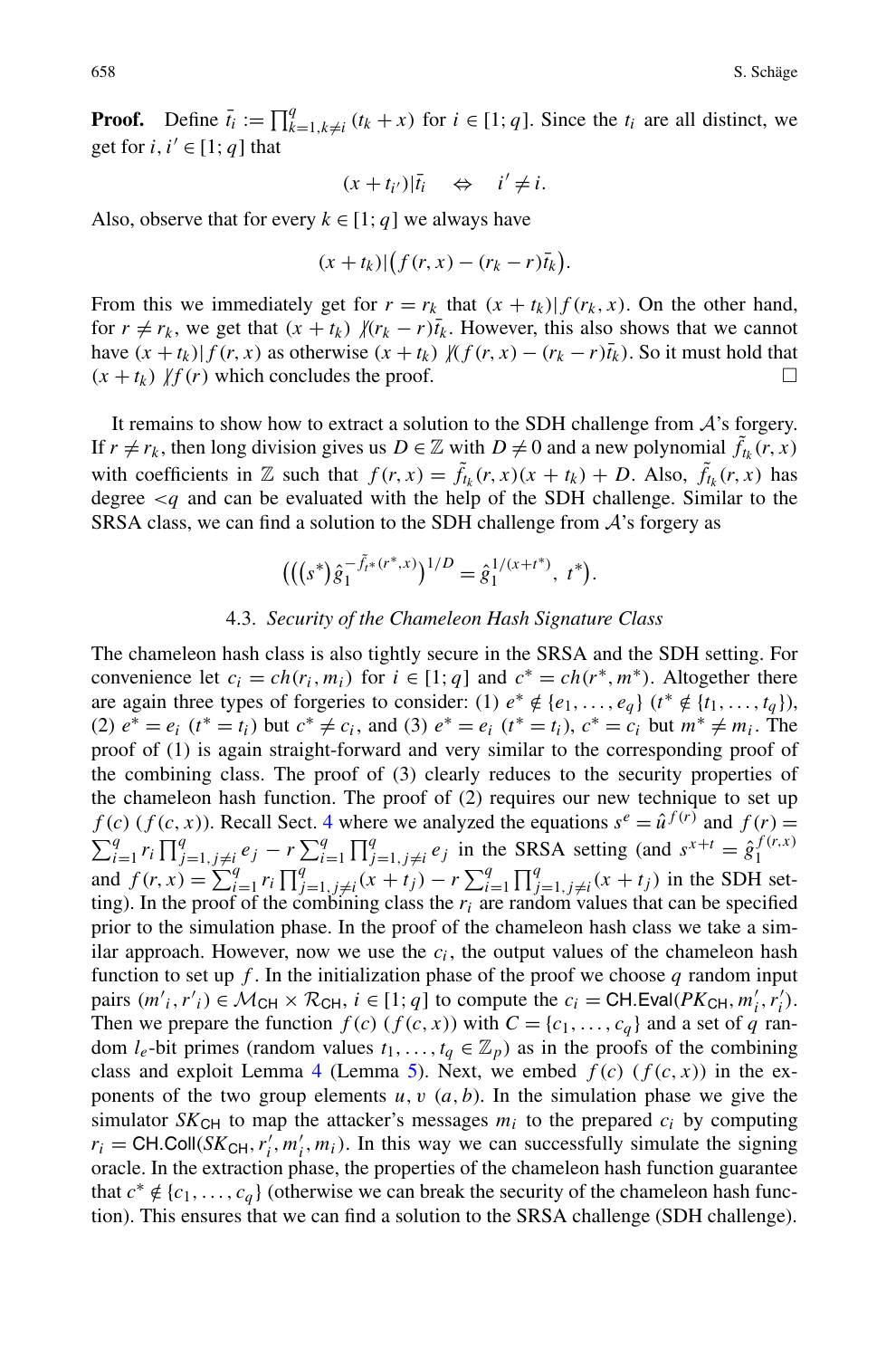**Proof.** Define $\bar{t}_i := \prod_{k=1,k\neq i}^{q}(t_k + x)$ for $i \in [1; q]$. Since the $t_i$ are all distinct, we get for $i, i' \in [1; q]$ that

$$(x + t_{i'})|\bar{t}_i \quad \Leftrightarrow \quad i' \neq i.$$

Also, observe that for every $k \in [1; q]$ we always have

$$(x + t_k)|\big(f(r,x) - (r_k - r)\bar{t}_k\big).$$

From this we immediately get for $r = r_k$ that $(x + t_k)|f(r_k, x)$. On the other hand, for $r \neq r_k$, we get that $(x + t_k) \nmid (r_k - r)\bar{t}_k$. However, this also shows that we cannot have $(x + t_k)|f(r,x)$ as otherwise $(x + t_k) \nmid (f(r,x) - (r_k - r)\bar{t}_k)$. So it must hold that $(x + t_k) \nmid f(r)$ which concludes the proof. □

It remains to show how to extract a solution to the SDH challenge from $\mathcal{A}$'s forgery. If $r \neq r_k$, then long division gives us $D \in \mathbb{Z}$ with $D \neq 0$ and a new polynomial $\tilde{f}_{t_k}(r,x)$ with coefficients in $\mathbb{Z}$ such that $f(r,x) = \tilde{f}_{t_k}(r,x)(x + t_k) + D$. Also, $\tilde{f}_{t_k}(r,x)$ has degree $<q$ and can be evaluated with the help of the SDH challenge. Similar to the SRSA class, we can find a solution to the SDH challenge from $\mathcal{A}$'s forgery as

$$\Big(\big((s^*)\hat{g}_1^{-\tilde{f}_{t^*}(r^*,x)}\big)^{1/D} = \hat{g}_1^{1/(x+t^*)},\ t^*\Big).$$

### 4.3. *Security of the Chameleon Hash Signature Class*

The chameleon hash class is also tightly secure in the SRSA and the SDH setting. For convenience let $c_i = ch(r_i, m_i)$ for $i \in [1; q]$ and $c^* = ch(r^*, m^*)$. Altogether there are again three types of forgeries to consider: (1) $e^* \notin \{e_1, \ldots, e_q\}$ ($t^* \notin \{t_1, \ldots, t_q\}$), (2) $e^* = e_i$ ($t^* = t_i$) but $c^* \neq c_i$, and (3) $e^* = e_i$ ($t^* = t_i$), $c^* = c_i$ but $m^* \neq m_i$. The proof of (1) is again straight-forward and very similar to the corresponding proof of the combining class. The proof of (3) clearly reduces to the security properties of the chameleon hash function. The proof of (2) requires our new technique to set up $f(c)$ ($f(c,x)$). Recall Sect. 4 where we analyzed the equations $s^e = \hat{u}^{f(r)}$ and $f(r) = \sum_{i=1}^{q} r_i \prod_{j=1,j\neq i}^{q} e_j - r\sum_{i=1}^{q}\prod_{j=1,j\neq i}^{q} e_j$ in the SRSA setting (and $s^{x+t} = \hat{g}_1^{f(r,x)}$ and $f(r,x) = \sum_{i=1}^{q} r_i \prod_{j=1,j\neq i}^{q}(x + t_j) - r\sum_{i=1}^{q}\prod_{j=1,j\neq i}^{q}(x + t_j)$ in the SDH setting). In the proof of the combining class the $r_i$ are random values that can be specified prior to the simulation phase. In the proof of the chameleon hash class we take a similar approach. However, now we use the $c_i$, the output values of the chameleon hash function to set up $f$. In the initialization phase of the proof we choose $q$ random input pairs $(m'_i, r'_i) \in \mathcal{M}_{\mathsf{CH}} \times \mathcal{R}_{\mathsf{CH}}$, $i \in [1; q]$ to compute the $c_i = \mathsf{CH.Eval}(PK_{\mathsf{CH}}, m'_i, r'_i)$. Then we prepare the function $f(c)$ ($f(c,x)$) with $C = \{c_1, \ldots, c_q\}$ and a set of $q$ random $l_e$-bit primes (random values $t_1, \ldots, t_q \in \mathbb{Z}_p$) as in the proofs of the combining class and exploit Lemma 4 (Lemma 5). Next, we embed $f(c)$ ($f(c,x)$) in the exponents of the two group elements $u, v$ ($a, b$). In the simulation phase we give the simulator $SK_{\mathsf{CH}}$ to map the attacker's messages $m_i$ to the prepared $c_i$ by computing $r_i = \mathsf{CH.Coll}(SK_{\mathsf{CH}}, r'_i, m'_i, m_i)$. In this way we can successfully simulate the signing oracle. In the extraction phase, the properties of the chameleon hash function guarantee that $c^* \notin \{c_1, \ldots, c_q\}$ (otherwise we can break the security of the chameleon hash function). This ensures that we can find a solution to the SRSA challenge (SDH challenge).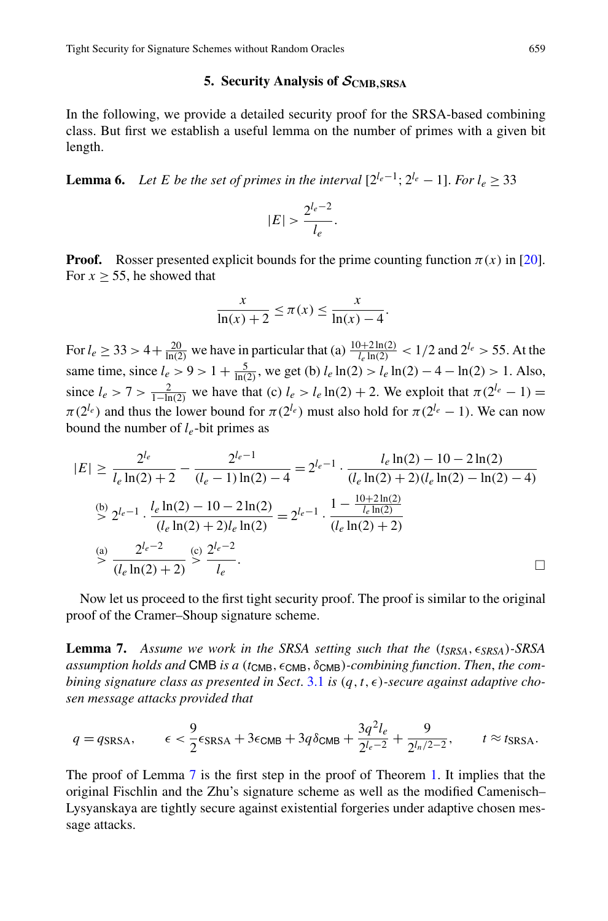## 5. Security Analysis of $\mathcal{S}_{\mathbf{CMB,SRSA}}$

In the following, we provide a detailed security proof for the SRSA-based combining class. But first we establish a useful lemma on the number of primes with a given bit length.

**Lemma 6.** *Let $E$ be the set of primes in the interval $[2^{l_e-1}; 2^{l_e}-1]$. For $l_e \geq 33$*

$$|E| > \frac{2^{l_e-2}}{l_e}.$$

**Proof.** Rosser presented explicit bounds for the prime counting function $\pi(x)$ in [20]. For $x \geq 55$, he showed that

$$\frac{x}{\ln(x)+2} \leq \pi(x) \leq \frac{x}{\ln(x)-4}.$$

For $l_e \geq 33 > 4 + \frac{20}{\ln(2)}$ we have in particular that (a) $\frac{10+2\ln(2)}{l_e \ln(2)} < 1/2$ and $2^{l_e} > 55$. At the same time, since $l_e > 9 > 1 + \frac{5}{\ln(2)}$, we get (b) $l_e \ln(2) > l_e \ln(2) - 4 - \ln(2) > 1$. Also, since $l_e > 7 > \frac{2}{1-\ln(2)}$ we have that (c) $l_e > l_e \ln(2) + 2$. We exploit that $\pi(2^{l_e}-1) = \pi(2^{l_e})$ and thus the lower bound for $\pi(2^{l_e})$ must also hold for $\pi(2^{l_e}-1)$. We can now bound the number of $l_e$-bit primes as

$$
\begin{aligned}
|E| &\geq \frac{2^{l_e}}{l_e \ln(2)+2} - \frac{2^{l_e-1}}{(l_e-1)\ln(2)-4} = 2^{l_e-1} \cdot \frac{l_e \ln(2) - 10 - 2\ln(2)}{(l_e \ln(2)+2)(l_e \ln(2) - \ln(2) - 4)} \\
&\overset{(b)}{>} 2^{l_e-1} \cdot \frac{l_e \ln(2) - 10 - 2\ln(2)}{(l_e \ln(2)+2) l_e \ln(2)} = 2^{l_e-1} \cdot \frac{1 - \frac{10+2\ln(2)}{l_e \ln(2)}}{(l_e \ln(2)+2)} \\
&\overset{(a)}{>} \frac{2^{l_e-2}}{(l_e \ln(2)+2)} \overset{(c)}{>} \frac{2^{l_e-2}}{l_e}.
\end{aligned}
$$

□

Now let us proceed to the first tight security proof. The proof is similar to the original proof of the Cramer–Shoup signature scheme.

**Lemma 7.** *Assume we work in the SRSA setting such that the $(t_{SRSA}, \epsilon_{SRSA})$-SRSA assumption holds and $\mathsf{CMB}$ is a $(t_{\mathsf{CMB}}, \epsilon_{\mathsf{CMB}}, \delta_{\mathsf{CMB}})$-combining function. Then, the combining signature class as presented in Sect. 3.1 is $(q, t, \epsilon)$-secure against adaptive chosen message attacks provided that*

$$q = q_{\mathrm{SRSA}}, \qquad \epsilon < \frac{9}{2}\epsilon_{\mathrm{SRSA}} + 3\epsilon_{\mathsf{CMB}} + 3q\delta_{\mathsf{CMB}} + \frac{3q^2 l_e}{2^{l_e-2}} + \frac{9}{2^{l_n/2-2}}, \qquad t \approx t_{\mathrm{SRSA}}.$$

The proof of Lemma 7 is the first step in the proof of Theorem 1. It implies that the original Fischlin and the Zhu's signature scheme as well as the modified Camenisch–Lysyanskaya are tightly secure against existential forgeries under adaptive chosen message attacks.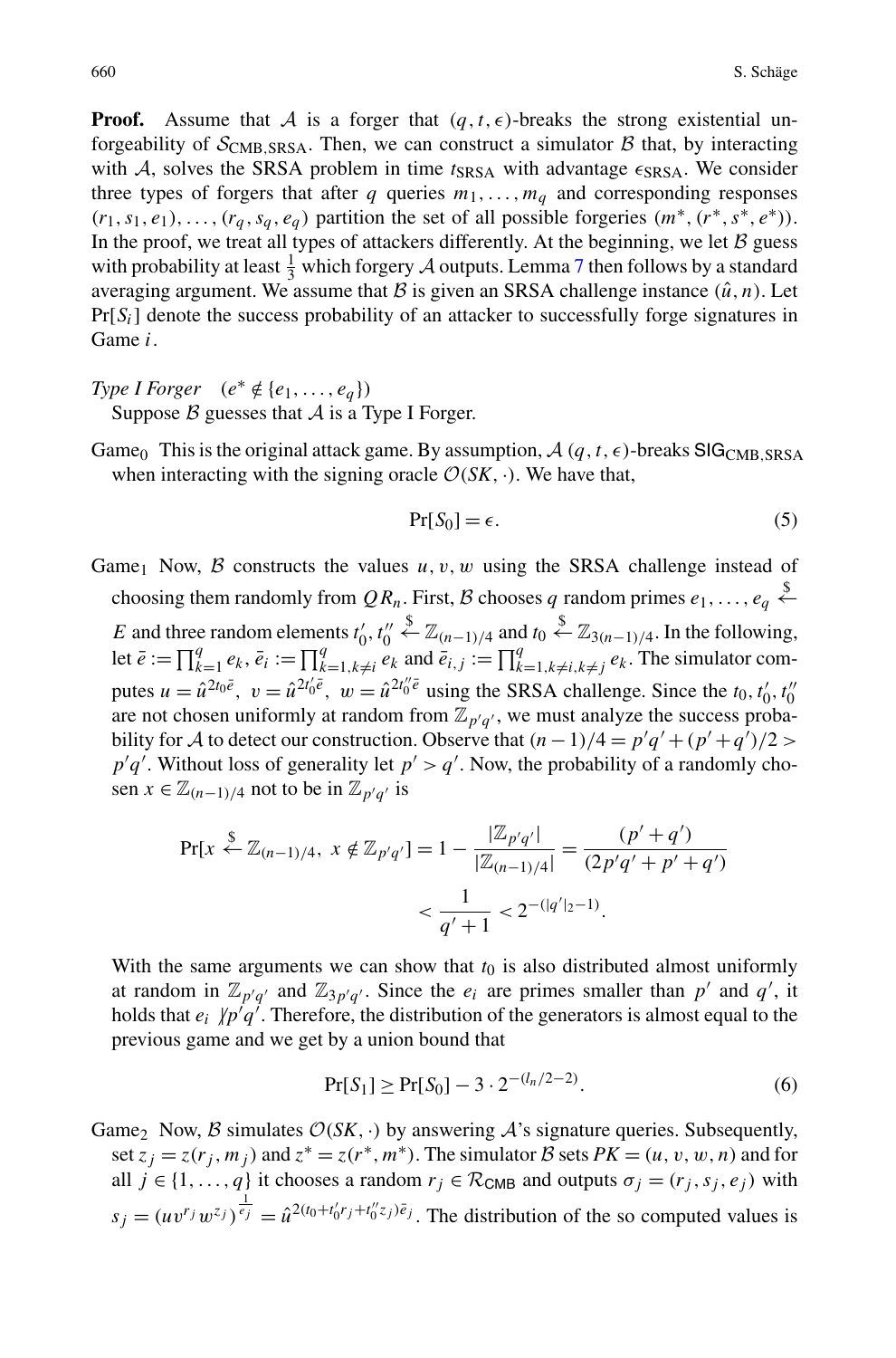**Proof.** Assume that $\mathcal{A}$ is a forger that $(q, t, \epsilon)$-breaks the strong existential unforgeability of $\mathcal{S}_{\mathrm{CMB,SRSA}}$. Then, we can construct a simulator $\mathcal{B}$ that, by interacting with $\mathcal{A}$, solves the SRSA problem in time $t_{\mathrm{SRSA}}$ with advantage $\epsilon_{\mathrm{SRSA}}$. We consider three types of forgers that after $q$ queries $m_1, \ldots, m_q$ and corresponding responses $(r_1, s_1, e_1), \ldots, (r_q, s_q, e_q)$ partition the set of all possible forgeries $(m^*, (r^*, s^*, e^*))$. In the proof, we treat all types of attackers differently. At the beginning, we let $\mathcal{B}$ guess with probability at least $\frac{1}{3}$ which forgery $\mathcal{A}$ outputs. Lemma 7 then follows by a standard averaging argument. We assume that $\mathcal{B}$ is given an SRSA challenge instance $(\hat{u}, n)$. Let $\Pr[S_i]$ denote the success probability of an attacker to successfully forge signatures in Game $i$.

*Type I Forger* $(e^* \notin \{e_1, \ldots, e_q\})$
Suppose $\mathcal{B}$ guesses that $\mathcal{A}$ is a Type I Forger.

Game$_0$ This is the original attack game. By assumption, $\mathcal{A}$ $(q, t, \epsilon)$-breaks $\mathsf{SIG}_{\mathrm{CMB,SRSA}}$ when interacting with the signing oracle $\mathcal{O}(SK, \cdot)$. We have that,

$$\Pr[S_0] = \epsilon. \tag{5}$$

Game$_1$ Now, $\mathcal{B}$ constructs the values $u, v, w$ using the SRSA challenge instead of choosing them randomly from $QR_n$. First, $\mathcal{B}$ chooses $q$ random primes $e_1, \ldots, e_q \xleftarrow{\$} E$ and three random elements $t_0', t_0'' \xleftarrow{\$} \mathbb{Z}_{(n-1)/4}$ and $t_0 \xleftarrow{\$} \mathbb{Z}_{3(n-1)/4}$. In the following, let $\bar{e} := \prod_{k=1}^{q} e_k$, $\bar{e}_i := \prod_{k=1, k\neq i}^{q} e_k$ and $\bar{e}_{i,j} := \prod_{k=1, k\neq i, k\neq j}^{q} e_k$. The simulator computes $u = \hat{u}^{2t_0\bar{e}}$, $v = \hat{u}^{2t_0'\bar{e}}$, $w = \hat{u}^{2t_0''\bar{e}}$ using the SRSA challenge. Since the $t_0, t_0', t_0''$ are not chosen uniformly at random from $\mathbb{Z}_{p'q'}$, we must analyze the success probability for $\mathcal{A}$ to detect our construction. Observe that $(n-1)/4 = p'q' + (p'+q')/2 > p'q'$. Without loss of generality let $p' > q'$. Now, the probability of a randomly chosen $x \in \mathbb{Z}_{(n-1)/4}$ not to be in $\mathbb{Z}_{p'q'}$ is

$$\begin{aligned}\Pr[x \xleftarrow{\$} \mathbb{Z}_{(n-1)/4},\ x \notin \mathbb{Z}_{p'q'}] &= 1 - \frac{|\mathbb{Z}_{p'q'}|}{|\mathbb{Z}_{(n-1)/4}|} = \frac{(p'+q')}{(2p'q' + p' + q')} \\ &< \frac{1}{q'+1} < 2^{-(|q'|_2 - 1)}.\end{aligned}$$

With the same arguments we can show that $t_0$ is also distributed almost uniformly at random in $\mathbb{Z}_{p'q'}$ and $\mathbb{Z}_{3p'q'}$. Since the $e_i$ are primes smaller than $p'$ and $q'$, it holds that $e_i \nmid p'q'$. Therefore, the distribution of the generators is almost equal to the previous game and we get by a union bound that

$$\Pr[S_1] \geq \Pr[S_0] - 3 \cdot 2^{-(l_n/2-2)}. \tag{6}$$

Game$_2$ Now, $\mathcal{B}$ simulates $\mathcal{O}(SK, \cdot)$ by answering $\mathcal{A}$'s signature queries. Subsequently, set $z_j = z(r_j, m_j)$ and $z^* = z(r^*, m^*)$. The simulator $\mathcal{B}$ sets $PK = (u, v, w, n)$ and for all $j \in \{1, \ldots, q\}$ it chooses a random $r_j \in \mathcal{R}_{\mathsf{CMB}}$ and outputs $\sigma_j = (r_j, s_j, e_j)$ with $s_j = (uv^{r_j}w^{z_j})^{\frac{1}{e_j}} = \hat{u}^{2(t_0 + t_0' r_j + t_0'' z_j)\bar{e}_j}$. The distribution of the so computed values is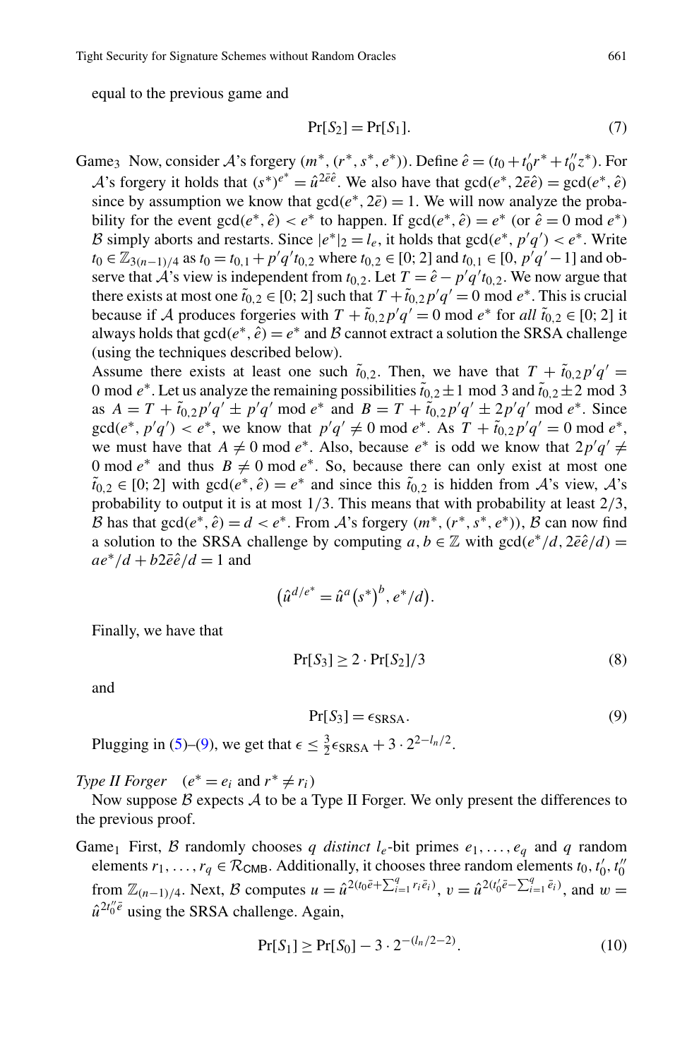equal to the previous game and

$$\Pr[S_2] = \Pr[S_1]. \tag{7}$$

Game$_3$ Now, consider $\mathcal{A}$'s forgery $(m^*, (r^*, s^*, e^*))$. Define $\hat{e} = (t_0 + t_0' r^* + t_0'' z^*)$. For $\mathcal{A}$'s forgery it holds that $(s^*)^{e^*} = \hat{u}^{2\bar{e}\hat{e}}$. We also have that $\gcd(e^*, 2\bar{e}\hat{e}) = \gcd(e^*, \hat{e})$ since by assumption we know that $\gcd(e^*, 2\bar{e}) = 1$. We will now analyze the probability for the event $\gcd(e^*, \hat{e}) < e^*$ to happen. If $\gcd(e^*, \hat{e}) = e^*$ (or $\hat{e} = 0 \bmod e^*$) $\mathcal{B}$ simply aborts and restarts. Since $|e^*|_2 = l_e$, it holds that $\gcd(e^*, p'q') < e^*$. Write $t_0 \in \mathbb{Z}_{3(n-1)/4}$ as $t_0 = t_{0,1} + p'q't_{0,2}$ where $t_{0,2} \in [0; 2]$ and $t_{0,1} \in [0, p'q' - 1]$ and observe that $\mathcal{A}$'s view is independent from $t_{0,2}$. Let $T = \hat{e} - p'q't_{0,2}$. We now argue that there exists at most one $\tilde{t}_{0,2} \in [0; 2]$ such that $T + \tilde{t}_{0,2}p'q' = 0 \bmod e^*$. This is crucial because if $\mathcal{A}$ produces forgeries with $T + \tilde{t}_{0,2}p'q' = 0 \bmod e^*$ for *all* $\tilde{t}_{0,2} \in [0; 2]$ it always holds that $\gcd(e^*, \hat{e}) = e^*$ and $\mathcal{B}$ cannot extract a solution the SRSA challenge (using the techniques described below).

Assume there exists at least one such $\tilde{t}_{0,2}$. Then, we have that $T + \tilde{t}_{0,2}p'q' = 0 \bmod e^*$. Let us analyze the remaining possibilities $\tilde{t}_{0,2} \pm 1 \bmod 3$ and $\tilde{t}_{0,2} \pm 2 \bmod 3$ as $A = T + \tilde{t}_{0,2}p'q' \pm p'q' \bmod e^*$ and $B = T + \tilde{t}_{0,2}p'q' \pm 2p'q' \bmod e^*$. Since $\gcd(e^*, p'q') < e^*$, we know that $p'q' \neq 0 \bmod e^*$. As $T + \tilde{t}_{0,2}p'q' = 0 \bmod e^*$, we must have that $A \neq 0 \bmod e^*$. Also, because $e^*$ is odd we know that $2p'q' \neq 0 \bmod e^*$ and thus $B \neq 0 \bmod e^*$. So, because there can only exist at most one $\tilde{t}_{0,2} \in [0; 2]$ with $\gcd(e^*, \hat{e}) = e^*$ and since this $\tilde{t}_{0,2}$ is hidden from $\mathcal{A}$'s view, $\mathcal{A}$'s probability to output it is at most $1/3$. This means that with probability at least $2/3$, $\mathcal{B}$ has that $\gcd(e^*, \hat{e}) = d < e^*$. From $\mathcal{A}$'s forgery $(m^*, (r^*, s^*, e^*))$, $\mathcal{B}$ can now find a solution to the SRSA challenge by computing $a, b \in \mathbb{Z}$ with $\gcd(e^*/d, 2\bar{e}\hat{e}/d) = ae^*/d + b2\bar{e}\hat{e}/d = 1$ and

$$\left(\hat{u}^{d/e^*} = \hat{u}^a (s^*)^b, e^*/d\right).$$

Finally, we have that

$$\Pr[S_3] \geq 2 \cdot \Pr[S_2]/3 \tag{8}$$

and

$$\Pr[S_3] = \epsilon_{\text{SRSA}}. \tag{9}$$

Plugging in (5)–(9), we get that $\epsilon \leq \frac{3}{2}\epsilon_{\text{SRSA}} + 3 \cdot 2^{2-l_n/2}$.

*Type II Forger* $(e^* = e_i$ and $r^* \neq r_i)$

Now suppose $\mathcal{B}$ expects $\mathcal{A}$ to be a Type II Forger. We only present the differences to the previous proof.

Game$_1$ First, $\mathcal{B}$ randomly chooses $q$ *distinct* $l_e$-bit primes $e_1, \ldots, e_q$ and $q$ random elements $r_1, \ldots, r_q \in \mathcal{R}_{\mathsf{CMB}}$. Additionally, it chooses three random elements $t_0, t_0', t_0''$ from $\mathbb{Z}_{(n-1)/4}$. Next, $\mathcal{B}$ computes $u = \hat{u}^{2(t_0\bar{e} + \sum_{i=1}^{q} r_i \bar{e}_i)}$, $v = \hat{u}^{2(t_0'\bar{e} - \sum_{i=1}^{q} \bar{e}_i)}$, and $w = \hat{u}^{2t_0''\bar{e}}$ using the SRSA challenge. Again,

$$\Pr[S_1] \geq \Pr[S_0] - 3 \cdot 2^{-(l_n/2-2)}. \tag{10}$$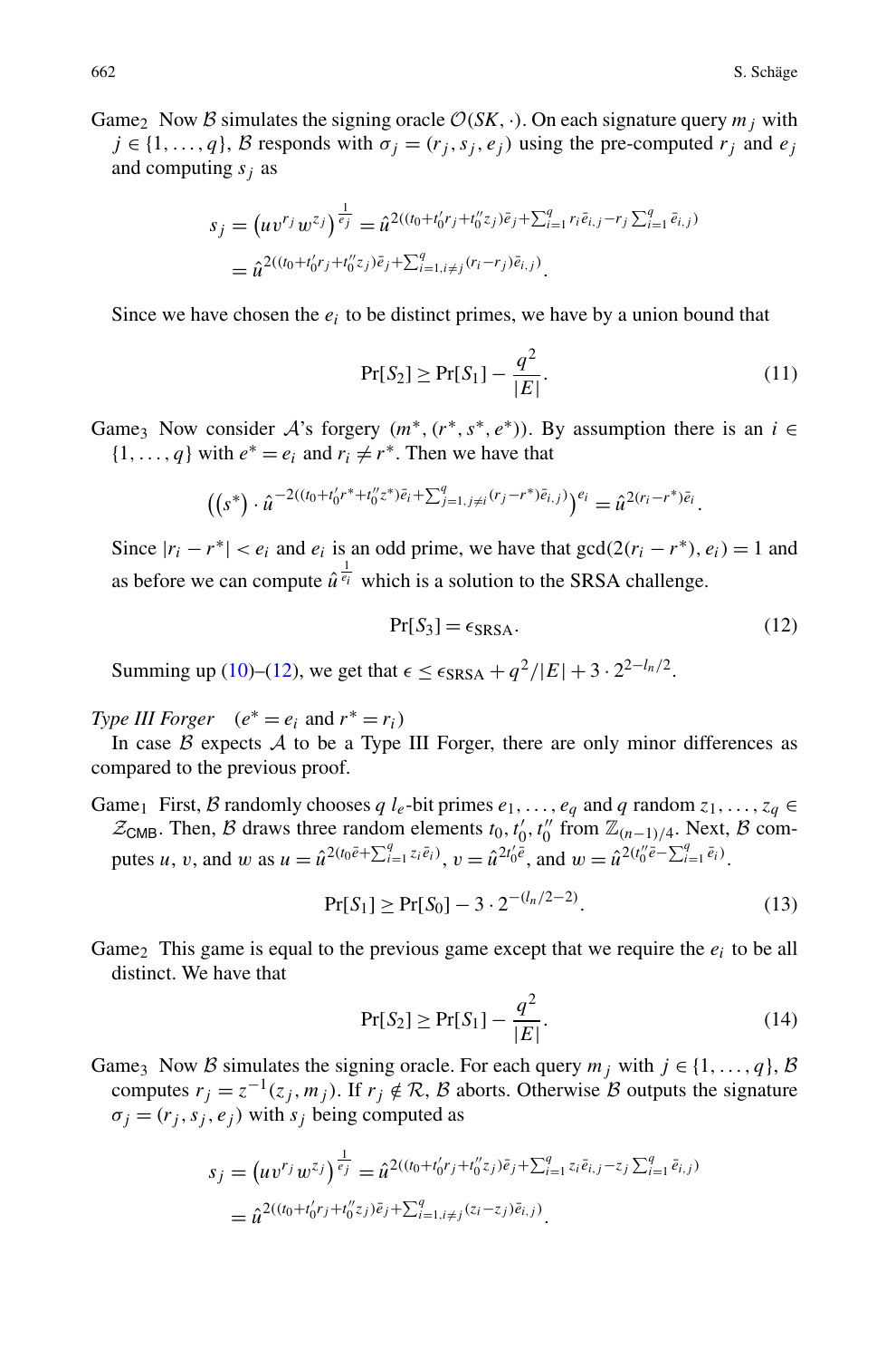Game$_2$ Now $\mathcal{B}$ simulates the signing oracle $\mathcal{O}(SK, \cdot)$. On each signature query $m_j$ with $j \in \{1, \ldots, q\}$, $\mathcal{B}$ responds with $\sigma_j = (r_j, s_j, e_j)$ using the pre-computed $r_j$ and $e_j$ and computing $s_j$ as

$$s_j = \left(uv^{r_j} w^{z_j}\right)^{\frac{1}{e_j}} = \hat{u}^{2((t_0+t_0' r_j + t_0'' z_j)\bar{e}_j + \sum_{i=1}^{q} r_i \bar{e}_{i,j} - r_j \sum_{i=1}^{q} \bar{e}_{i,j})}$$
$$= \hat{u}^{2((t_0+t_0' r_j + t_0'' z_j)\bar{e}_j + \sum_{i=1, i \neq j}^{q} (r_i - r_j)\bar{e}_{i,j})}.$$

Since we have chosen the $e_i$ to be distinct primes, we have by a union bound that

$$\Pr[S_2] \geq \Pr[S_1] - \frac{q^2}{|E|}. \tag{11}$$

Game$_3$ Now consider $\mathcal{A}$'s forgery $(m^*, (r^*, s^*, e^*))$. By assumption there is an $i \in \{1, \ldots, q\}$ with $e^* = e_i$ and $r_i \neq r^*$. Then we have that

$$\left((s^*) \cdot \hat{u}^{-2((t_0+t_0' r^* + t_0'' z^*)\bar{e}_i + \sum_{j=1, j \neq i}^{q} (r_j - r^*)\bar{e}_{i,j})}\right)^{e_i} = \hat{u}^{2(r_i - r^*)\bar{e}_i}.$$

Since $|r_i - r^*| < e_i$ and $e_i$ is an odd prime, we have that $\gcd(2(r_i - r^*), e_i) = 1$ and as before we can compute $\hat{u}^{\frac{1}{e_i}}$ which is a solution to the SRSA challenge.

$$\Pr[S_3] = \epsilon_{\mathsf{SRSA}}. \tag{12}$$

Summing up (10)–(12), we get that $\epsilon \leq \epsilon_{\mathsf{SRSA}} + q^2/|E| + 3 \cdot 2^{2-l_n/2}$.

*Type III Forger* $\quad (e^* = e_i$ and $r^* = r_i)$

In case $\mathcal{B}$ expects $\mathcal{A}$ to be a Type III Forger, there are only minor differences as compared to the previous proof.

Game$_1$ First, $\mathcal{B}$ randomly chooses $q$ $l_e$-bit primes $e_1, \ldots, e_q$ and $q$ random $z_1, \ldots, z_q \in \mathcal{Z}_{\mathsf{CMB}}$. Then, $\mathcal{B}$ draws three random elements $t_0, t_0', t_0''$ from $\mathbb{Z}_{(n-1)/4}$. Next, $\mathcal{B}$ computes $u$, $v$, and $w$ as $u = \hat{u}^{2(t_0 \bar{e} + \sum_{i=1}^{q} z_i \bar{e}_i)}$, $v = \hat{u}^{2t_0' \bar{e}}$, and $w = \hat{u}^{2(t_0'' \bar{e} - \sum_{i=1}^{q} \bar{e}_i)}$.

$$\Pr[S_1] \geq \Pr[S_0] - 3 \cdot 2^{-(l_n/2-2)}. \tag{13}$$

Game$_2$ This game is equal to the previous game except that we require the $e_i$ to be all distinct. We have that

$$\Pr[S_2] \geq \Pr[S_1] - \frac{q^2}{|E|}. \tag{14}$$

Game$_3$ Now $\mathcal{B}$ simulates the signing oracle. For each query $m_j$ with $j \in \{1, \ldots, q\}$, $\mathcal{B}$ computes $r_j = z^{-1}(z_j, m_j)$. If $r_j \notin \mathcal{R}$, $\mathcal{B}$ aborts. Otherwise $\mathcal{B}$ outputs the signature $\sigma_j = (r_j, s_j, e_j)$ with $s_j$ being computed as

$$s_j = \left(uv^{r_j} w^{z_j}\right)^{\frac{1}{e_j}} = \hat{u}^{2((t_0+t_0' r_j + t_0'' z_j)\bar{e}_j + \sum_{i=1}^{q} z_i \bar{e}_{i,j} - z_j \sum_{i=1}^{q} \bar{e}_{i,j})}$$
$$= \hat{u}^{2((t_0+t_0' r_j + t_0'' z_j)\bar{e}_j + \sum_{i=1, i \neq j}^{q} (z_i - z_j)\bar{e}_{i,j})}.$$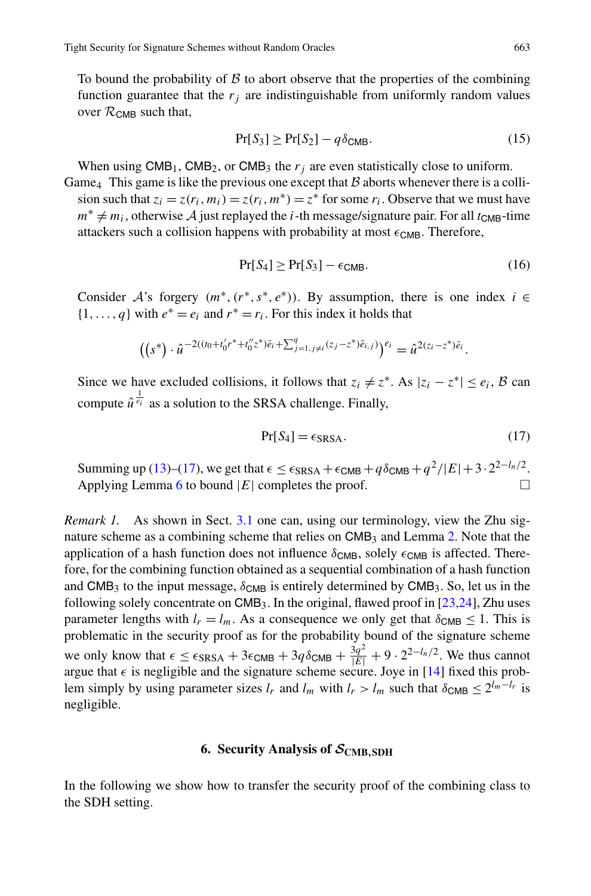To bound the probability of $\mathcal{B}$ to abort observe that the properties of the combining function guarantee that the $r_j$ are indistinguishable from uniformly random values over $\mathcal{R}_{\mathsf{CMB}}$ such that,

$$\Pr[S_3] \geq \Pr[S_2] - q\delta_{\mathsf{CMB}}. \tag{15}$$

When using $\mathsf{CMB}_1$, $\mathsf{CMB}_2$, or $\mathsf{CMB}_3$ the $r_j$ are even statistically close to uniform.

Game$_4$ This game is like the previous one except that $\mathcal{B}$ aborts whenever there is a collision such that $z_i = z(r_i, m_i) = z(r_i, m^*) = z^*$ for some $r_i$. Observe that we must have $m^* \neq m_i$, otherwise $\mathcal{A}$ just replayed the $i$-th message/signature pair. For all $t_{\mathsf{CMB}}$-time attackers such a collision happens with probability at most $\epsilon_{\mathsf{CMB}}$. Therefore,

$$\Pr[S_4] \geq \Pr[S_3] - \epsilon_{\mathsf{CMB}}. \tag{16}$$

Consider $\mathcal{A}$'s forgery $(m^*, (r^*, s^*, e^*))$. By assumption, there is one index $i \in \{1, \ldots, q\}$ with $e^* = e_i$ and $r^* = r_i$. For this index it holds that

$$\left((s^*) \cdot \hat{u}^{-2((t_0 + t_0' r^* + t_0'' z^*)\bar{e}_i + \sum_{j=1, j\neq i}^{q}(z_j - z^*)\bar{e}_{i,j})}\right)^{e_i} = \hat{u}^{2(z_i - z^*)\bar{e}_i}.$$

Since we have excluded collisions, it follows that $z_i \neq z^*$. As $|z_i - z^*| \leq e_i$, $\mathcal{B}$ can compute $\hat{u}^{\frac{1}{e_i}}$ as a solution to the SRSA challenge. Finally,

$$\Pr[S_4] = \epsilon_{\mathsf{SRSA}}. \tag{17}$$

Summing up (13)–(17), we get that $\epsilon \leq \epsilon_{\mathsf{SRSA}} + \epsilon_{\mathsf{CMB}} + q\delta_{\mathsf{CMB}} + q^2/|E| + 3 \cdot 2^{2-l_n/2}$. Applying Lemma 6 to bound $|E|$ completes the proof. □

*Remark 1.* As shown in Sect. 3.1 one can, using our terminology, view the Zhu signature scheme as a combining scheme that relies on $\mathsf{CMB}_3$ and Lemma 2. Note that the application of a hash function does not influence $\delta_{\mathsf{CMB}}$, solely $\epsilon_{\mathsf{CMB}}$ is affected. Therefore, for the combining function obtained as a sequential combination of a hash function and $\mathsf{CMB}_3$ to the input message, $\delta_{\mathsf{CMB}}$ is entirely determined by $\mathsf{CMB}_3$. So, let us in the following solely concentrate on $\mathsf{CMB}_3$. In the original, flawed proof in [23,24], Zhu uses parameter lengths with $l_r = l_m$. As a consequence we only get that $\delta_{\mathsf{CMB}} \leq 1$. This is problematic in the security proof as for the probability bound of the signature scheme we only know that $\epsilon \leq \epsilon_{\mathsf{SRSA}} + 3\epsilon_{\mathsf{CMB}} + 3q\delta_{\mathsf{CMB}} + \frac{3q^2}{|E|} + 9 \cdot 2^{2-l_n/2}$. We thus cannot argue that $\epsilon$ is negligible and the signature scheme secure. Joye in [14] fixed this problem simply by using parameter sizes $l_r$ and $l_m$ with $l_r > l_m$ such that $\delta_{\mathsf{CMB}} \leq 2^{l_m - l_r}$ is negligible.

## 6. Security Analysis of $\mathcal{S}_{\mathsf{CMB,SDH}}$

In the following we show how to transfer the security proof of the combining class to the SDH setting.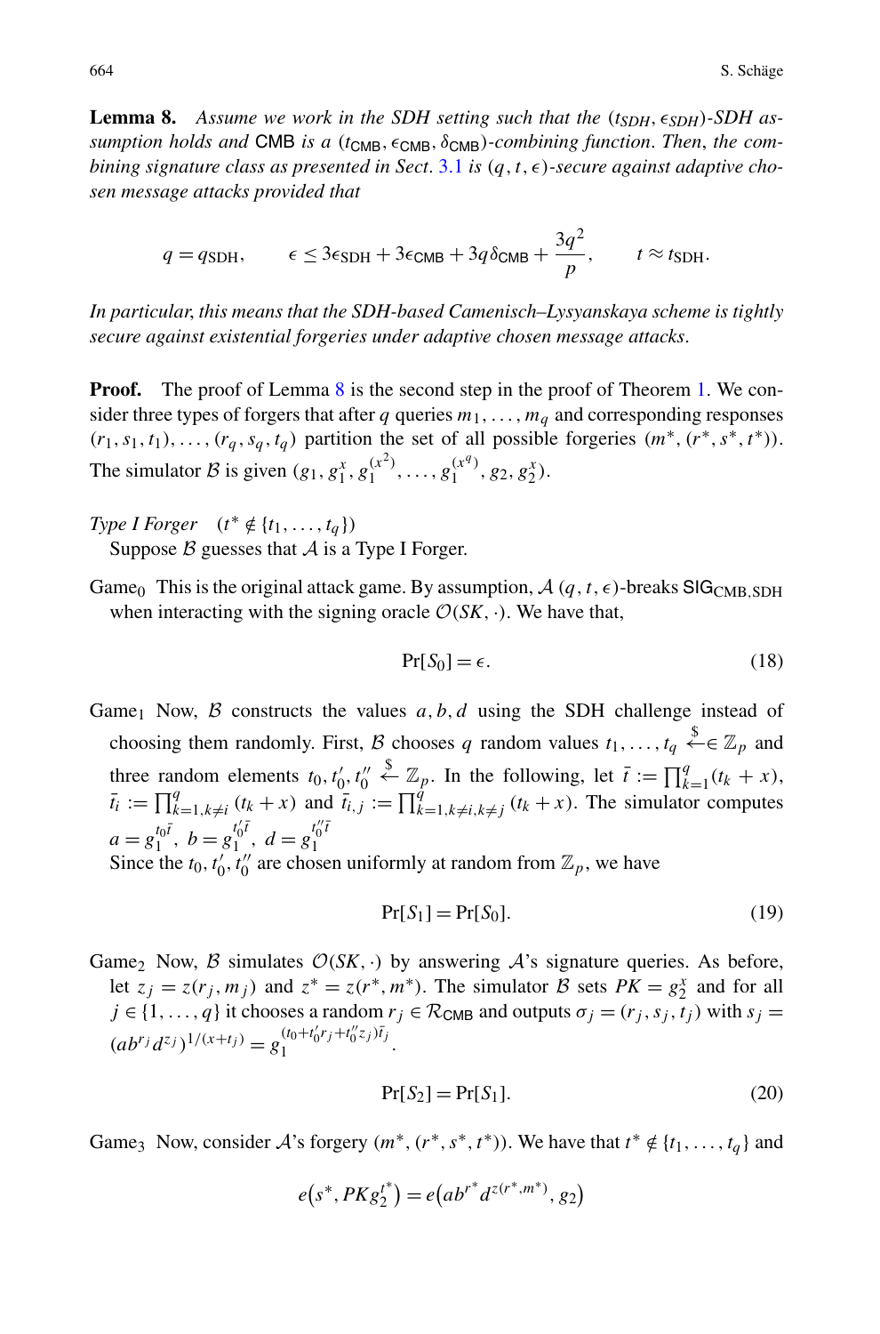**Lemma 8.** *Assume we work in the SDH setting such that the $(t_{SDH}, \epsilon_{SDH})$-SDH assumption holds and* CMB *is a $(t_{\mathsf{CMB}}, \epsilon_{\mathsf{CMB}}, \delta_{\mathsf{CMB}})$-combining function. Then, the combining signature class as presented in Sect.* 3.1 *is $(q, t, \epsilon)$-secure against adaptive chosen message attacks provided that*

$$q = q_{\mathrm{SDH}}, \qquad \epsilon \leq 3\epsilon_{\mathrm{SDH}} + 3\epsilon_{\mathsf{CMB}} + 3q\delta_{\mathsf{CMB}} + \frac{3q^2}{p}, \qquad t \approx t_{\mathrm{SDH}}.$$

*In particular, this means that the SDH-based Camenisch–Lysyanskaya scheme is tightly secure against existential forgeries under adaptive chosen message attacks.*

**Proof.** The proof of Lemma 8 is the second step in the proof of Theorem 1. We consider three types of forgers that after $q$ queries $m_1, \ldots, m_q$ and corresponding responses $(r_1, s_1, t_1), \ldots, (r_q, s_q, t_q)$ partition the set of all possible forgeries $(m^*, (r^*, s^*, t^*))$. The simulator $\mathcal{B}$ is given $(g_1, g_1^x, g_1^{(x^2)}, \ldots, g_1^{(x^q)}, g_2, g_2^x)$.

*Type I Forger* $\quad (t^* \notin \{t_1, \ldots, t_q\})$
Suppose $\mathcal{B}$ guesses that $\mathcal{A}$ is a Type I Forger.

Game$_0$ This is the original attack game. By assumption, $\mathcal{A}$ $(q, t, \epsilon)$-breaks $\mathsf{SIG}_{\mathsf{CMB},\mathrm{SDH}}$ when interacting with the signing oracle $\mathcal{O}(SK, \cdot)$. We have that,

$$\Pr[S_0] = \epsilon. \tag{18}$$

Game$_1$ Now, $\mathcal{B}$ constructs the values $a, b, d$ using the SDH challenge instead of choosing them randomly. First, $\mathcal{B}$ chooses $q$ random values $t_1, \ldots, t_q \stackrel{\$}{\leftarrow} \mathbb{Z}_p$ and three random elements $t_0, t'_0, t''_0 \stackrel{\$}{\leftarrow} \mathbb{Z}_p$. In the following, let $\bar{t} := \prod_{k=1}^{q}(t_k + x)$, $\bar{t}_i := \prod_{k=1, k\neq i}^{q}(t_k + x)$ and $\bar{t}_{i,j} := \prod_{k=1, k\neq i, k\neq j}^{q}(t_k + x)$. The simulator computes $a = g_1^{t_0 \bar{t}},\ b = g_1^{t'_0 \bar{t}},\ d = g_1^{t''_0 \bar{t}}$
Since the $t_0, t'_0, t''_0$ are chosen uniformly at random from $\mathbb{Z}_p$, we have

$$\Pr[S_1] = \Pr[S_0]. \tag{19}$$

Game$_2$ Now, $\mathcal{B}$ simulates $\mathcal{O}(SK, \cdot)$ by answering $\mathcal{A}$'s signature queries. As before, let $z_j = z(r_j, m_j)$ and $z^* = z(r^*, m^*)$. The simulator $\mathcal{B}$ sets $PK = g_2^x$ and for all $j \in \{1, \ldots, q\}$ it chooses a random $r_j \in \mathcal{R}_{\mathsf{CMB}}$ and outputs $\sigma_j = (r_j, s_j, t_j)$ with $s_j = (ab^{r_j} d^{z_j})^{1/(x+t_j)} = g_1^{(t_0 + t'_0 r_j + t''_0 z_j)\bar{t}_j}$.

$$\Pr[S_2] = \Pr[S_1]. \tag{20}$$

Game$_3$ Now, consider $\mathcal{A}$'s forgery $(m^*, (r^*, s^*, t^*))$. We have that $t^* \notin \{t_1, \ldots, t_q\}$ and

$$e\big(s^*, PK g_2^{t^*}\big) = e\big(ab^{r^*} d^{z(r^*, m^*)}, g_2\big)$$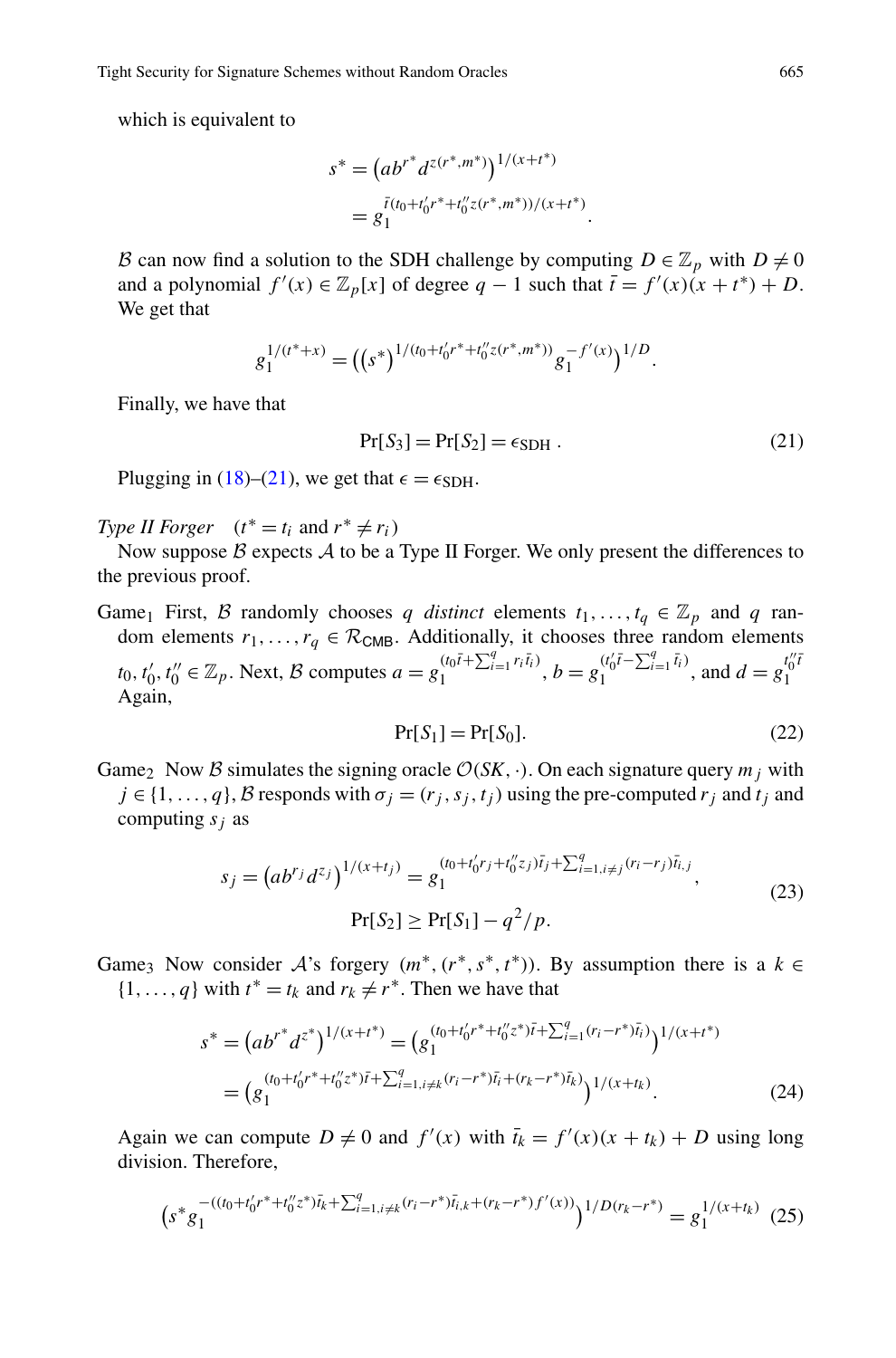which is equivalent to

$$s^* = \left(ab^{r^*} d^{z(r^*,m^*)}\right)^{1/(x+t^*)}$$
$$= g_1^{\bar{t}(t_0+t_0' r^*+t_0'' z(r^*,m^*))/(x+t^*)}.$$

$\mathcal{B}$ can now find a solution to the SDH challenge by computing $D \in \mathbb{Z}_p$ with $D \neq 0$ and a polynomial $f'(x) \in \mathbb{Z}_p[x]$ of degree $q-1$ such that $\bar{t} = f'(x)(x+t^*) + D$. We get that

$$g_1^{1/(t^*+x)} = \left((s^*)^{1/(t_0+t_0' r^*+t_0'' z(r^*,m^*))} g_1^{-f'(x)}\right)^{1/D}.$$

Finally, we have that

$$\Pr[S_3] = \Pr[S_2] = \epsilon_{\mathsf{SDH}} . \tag{21}$$

Plugging in (18)–(21), we get that $\epsilon = \epsilon_{\mathsf{SDH}}$.

*Type II Forger* $\quad (t^* = t_i$ and $r^* \neq r_i)$

Now suppose $\mathcal{B}$ expects $\mathcal{A}$ to be a Type II Forger. We only present the differences to the previous proof.

Game$_1$ First, $\mathcal{B}$ randomly chooses $q$ *distinct* elements $t_1, \ldots, t_q \in \mathbb{Z}_p$ and $q$ random elements $r_1, \ldots, r_q \in \mathcal{R}_{\mathsf{CMB}}$. Additionally, it chooses three random elements $t_0, t_0', t_0'' \in \mathbb{Z}_p$. Next, $\mathcal{B}$ computes $a = g_1^{(t_0 \bar{t} + \sum_{i=1}^q r_i \bar{t}_i)}$, $b = g_1^{(t_0' \bar{t} - \sum_{i=1}^q \bar{t}_i)}$, and $d = g_1^{t_0'' \bar{t}}$. Again,

$$\Pr[S_1] = \Pr[S_0]. \tag{22}$$

Game$_2$ Now $\mathcal{B}$ simulates the signing oracle $\mathcal{O}(SK, \cdot)$. On each signature query $m_j$ with $j \in \{1, \ldots, q\}$, $\mathcal{B}$ responds with $\sigma_j = (r_j, s_j, t_j)$ using the pre-computed $r_j$ and $t_j$ and computing $s_j$ as

$$s_j = \left(ab^{r_j} d^{z_j}\right)^{1/(x+t_j)} = g_1^{(t_0+t_0' r_j+t_0'' z_j)\bar{t}_j + \sum_{i=1, i\neq j}^q (r_i - r_j)\bar{t}_{i,j}},$$
$$\Pr[S_2] \geq \Pr[S_1] - q^2/p. \tag{23}$$

Game$_3$ Now consider $\mathcal{A}$'s forgery $(m^*, (r^*, s^*, t^*))$. By assumption there is a $k \in \{1, \ldots, q\}$ with $t^* = t_k$ and $r_k \neq r^*$. Then we have that

$$s^* = \left(ab^{r^*} d^{z^*}\right)^{1/(x+t^*)} = \left(g_1^{(t_0+t_0' r^*+t_0'' z^*)\bar{t} + \sum_{i=1}^q (r_i - r^*)\bar{t}_i}\right)^{1/(x+t^*)}$$
$$= \left(g_1^{(t_0+t_0' r^*+t_0'' z^*)\bar{t} + \sum_{i=1, i\neq k}^q (r_i - r^*)\bar{t}_i + (r_k - r^*)\bar{t}_k}\right)^{1/(x+t_k)}. \tag{24}$$

Again we can compute $D \neq 0$ and $f'(x)$ with $\bar{t}_k = f'(x)(x+t_k) + D$ using long division. Therefore,

$$\left(s^* g_1^{-((t_0+t_0' r^*+t_0'' z^*)\bar{t}_k + \sum_{i=1, i\neq k}^q (r_i - r^*)\bar{t}_{i,k} + (r_k - r^*) f'(x))}\right)^{1/D(r_k - r^*)} = g_1^{1/(x+t_k)} \tag{25}$$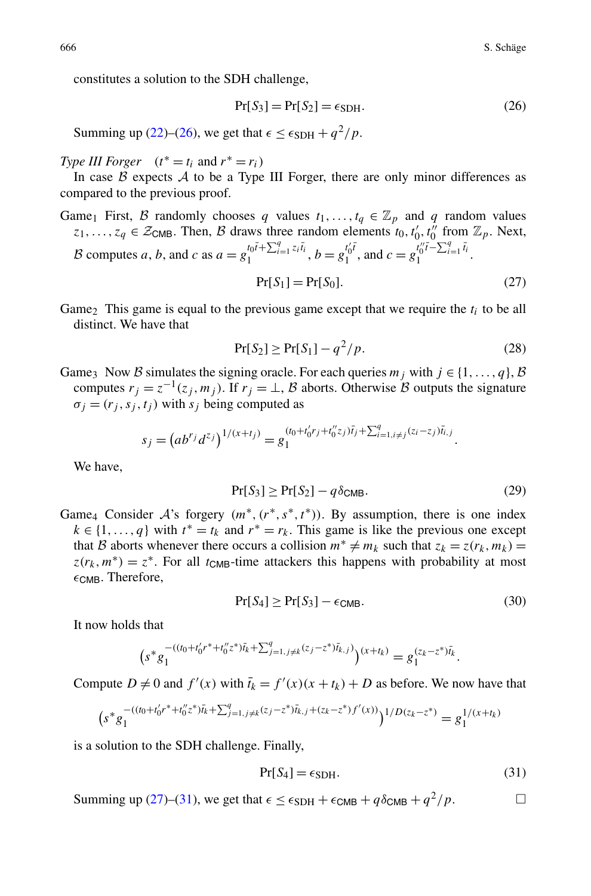constitutes a solution to the SDH challenge,

$$\Pr[S_3] = \Pr[S_2] = \epsilon_{\mathsf{SDH}}. \tag{26}$$

Summing up (22)–(26), we get that $\epsilon \le \epsilon_{\mathsf{SDH}} + q^2/p$.

*Type III Forger* $(t^* = t_i$ and $r^* = r_i)$

In case $\mathcal{B}$ expects $\mathcal{A}$ to be a Type III Forger, there are only minor differences as compared to the previous proof.

Game$_1$ First, $\mathcal{B}$ randomly chooses $q$ values $t_1, \ldots, t_q \in \mathbb{Z}_p$ and $q$ random values $z_1, \ldots, z_q \in \mathcal{Z}_{\mathsf{CMB}}$. Then, $\mathcal{B}$ draws three random elements $t_0, t_0', t_0''$ from $\mathbb{Z}_p$. Next, $\mathcal{B}$ computes $a$, $b$, and $c$ as $a = g_1^{t_0 \bar{t} + \sum_{i=1}^{q} z_i \bar{t}_i}$, $b = g_1^{t_0' \bar{t}}$, and $c = g_1^{t_0'' \bar{t} - \sum_{i=1}^{q} \bar{t}_i}$.

$$\Pr[S_1] = \Pr[S_0]. \tag{27}$$

Game$_2$ This game is equal to the previous game except that we require the $t_i$ to be all distinct. We have that

$$\Pr[S_2] \ge \Pr[S_1] - q^2/p. \tag{28}$$

Game$_3$ Now $\mathcal{B}$ simulates the signing oracle. For each queries $m_j$ with $j \in \{1, \ldots, q\}$, $\mathcal{B}$ computes $r_j = z^{-1}(z_j, m_j)$. If $r_j = \perp$, $\mathcal{B}$ aborts. Otherwise $\mathcal{B}$ outputs the signature $\sigma_j = (r_j, s_j, t_j)$ with $s_j$ being computed as

$$s_j = \left(a b^{r_j} d^{z_j}\right)^{1/(x+t_j)} = g_1^{(t_0 + t_0' r_j + t_0'' z_j)\bar{t}_j + \sum_{i=1, i \ne j}^{q} (z_i - z_j)\bar{t}_{i,j}}.$$

We have,

$$\Pr[S_3] \ge \Pr[S_2] - q\delta_{\mathsf{CMB}}. \tag{29}$$

Game$_4$ Consider $\mathcal{A}$'s forgery $(m^*, (r^*, s^*, t^*))$. By assumption, there is one index $k \in \{1, \ldots, q\}$ with $t^* = t_k$ and $r^* = r_k$. This game is like the previous one except that $\mathcal{B}$ aborts whenever there occurs a collision $m^* \ne m_k$ such that $z_k = z(r_k, m_k) = z(r_k, m^*) = z^*$. For all $t_{\mathsf{CMB}}$-time attackers this happens with probability at most $\epsilon_{\mathsf{CMB}}$. Therefore,

$$\Pr[S_4] \ge \Pr[S_3] - \epsilon_{\mathsf{CMB}}. \tag{30}$$

It now holds that

$$\left(s^* g_1^{-((t_0 + t_0' r^* + t_0'' z^*)\bar{t}_k + \sum_{j=1, j \ne k}^{q} (z_j - z^*)\bar{t}_{k,j})}\right)^{(x+t_k)} = g_1^{(z_k - z^*)\bar{t}_k}.$$

Compute $D \ne 0$ and $f'(x)$ with $\bar{t}_k = f'(x)(x + t_k) + D$ as before. We now have that

$$\left(s^* g_1^{-((t_0 + t_0' r^* + t_0'' z^*)\bar{t}_k + \sum_{j=1, j \ne k}^{q} (z_j - z^*)\bar{t}_{k,j} + (z_k - z^*) f'(x))}\right)^{1/D(z_k - z^*)} = g_1^{1/(x+t_k)}$$

is a solution to the SDH challenge. Finally,

$$\Pr[S_4] = \epsilon_{\mathsf{SDH}}. \tag{31}$$

Summing up (27)–(31), we get that $\epsilon \le \epsilon_{\mathsf{SDH}} + \epsilon_{\mathsf{CMB}} + q\delta_{\mathsf{CMB}} + q^2/p$. □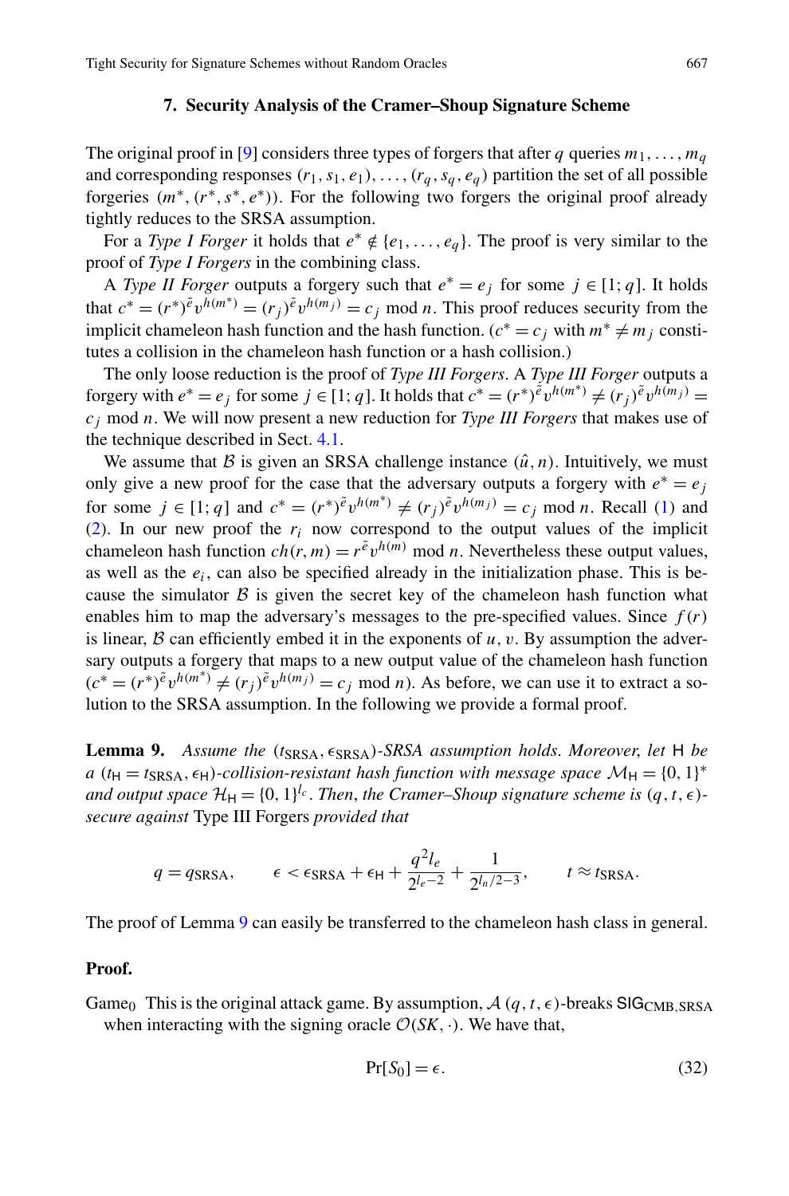### 7. Security Analysis of the Cramer–Shoup Signature Scheme

The original proof in [9] considers three types of forgers that after $q$ queries $m_1, \ldots, m_q$ and corresponding responses $(r_1, s_1, e_1), \ldots, (r_q, s_q, e_q)$ partition the set of all possible forgeries $(m^*, (r^*, s^*, e^*))$. For the following two forgers the original proof already tightly reduces to the SRSA assumption.

For a *Type I Forger* it holds that $e^* \notin \{e_1, \ldots, e_q\}$. The proof is very similar to the proof of *Type I Forgers* in the combining class.

A *Type II Forger* outputs a forgery such that $e^* = e_j$ for some $j \in [1; q]$. It holds that $c^* = (r^*)^{\tilde{e}} v^{h(m^*)} = (r_j)^{\tilde{e}} v^{h(m_j)} = c_j \bmod n$. This proof reduces security from the implicit chameleon hash function and the hash function. ($c^* = c_j$ with $m^* \neq m_j$ constitutes a collision in the chameleon hash function or a hash collision.)

The only loose reduction is the proof of *Type III Forgers*. A *Type III Forger* outputs a forgery with $e^* = e_j$ for some $j \in [1; q]$. It holds that $c^* = (r^*)^{\tilde{e}} v^{h(m^*)} \neq (r_j)^{\tilde{e}} v^{h(m_j)} = c_j \bmod n$. We will now present a new reduction for *Type III Forgers* that makes use of the technique described in Sect. 4.1.

We assume that $\mathcal{B}$ is given an SRSA challenge instance $(\hat{u}, n)$. Intuitively, we must only give a new proof for the case that the adversary outputs a forgery with $e^* = e_j$ for some $j \in [1; q]$ and $c^* = (r^*)^{\tilde{e}} v^{h(m^*)} \neq (r_j)^{\tilde{e}} v^{h(m_j)} = c_j \bmod n$. Recall (1) and (2). In our new proof the $r_i$ now correspond to the output values of the implicit chameleon hash function $ch(r, m) = r^{\tilde{e}} v^{h(m)} \bmod n$. Nevertheless these output values, as well as the $e_i$, can also be specified already in the initialization phase. This is because the simulator $\mathcal{B}$ is given the secret key of the chameleon hash function what enables him to map the adversary's messages to the pre-specified values. Since $f(r)$ is linear, $\mathcal{B}$ can efficiently embed it in the exponents of $u, v$. By assumption the adversary outputs a forgery that maps to a new output value of the chameleon hash function ($c^* = (r^*)^{\tilde{e}} v^{h(m^*)} \neq (r_j)^{\tilde{e}} v^{h(m_j)} = c_j \bmod n$). As before, we can use it to extract a solution to the SRSA assumption. In the following we provide a formal proof.

**Lemma 9.** *Assume the* $(t_{\mathsf{SRSA}}, \epsilon_{\mathsf{SRSA}})$*-SRSA assumption holds. Moreover, let* $\mathsf{H}$ *be a* $(t_{\mathsf{H}} = t_{\mathsf{SRSA}}, \epsilon_{\mathsf{H}})$*-collision-resistant hash function with message space* $\mathcal{M}_{\mathsf{H}} = \{0,1\}^*$ *and output space* $\mathcal{H}_{\mathsf{H}} = \{0,1\}^{l_c}$. *Then, the Cramer–Shoup signature scheme is* $(q, t, \epsilon)$*-secure against* Type III Forgers *provided that*

$$q = q_{\mathsf{SRSA}}, \qquad \epsilon < \epsilon_{\mathsf{SRSA}} + \epsilon_{\mathsf{H}} + \frac{q^2 l_e}{2^{l_e - 2}} + \frac{1}{2^{l_n/2-3}}, \qquad t \approx t_{\mathsf{SRSA}}.$$

The proof of Lemma 9 can easily be transferred to the chameleon hash class in general.

**Proof.**

Game$_0$ This is the original attack game. By assumption, $\mathcal{A}$ $(q, t, \epsilon)$-breaks $\mathsf{SIG}_{\mathsf{CMB,SRSA}}$ when interacting with the signing oracle $\mathcal{O}(SK, \cdot)$. We have that,

$$\Pr[S_0] = \epsilon. \tag{32}$$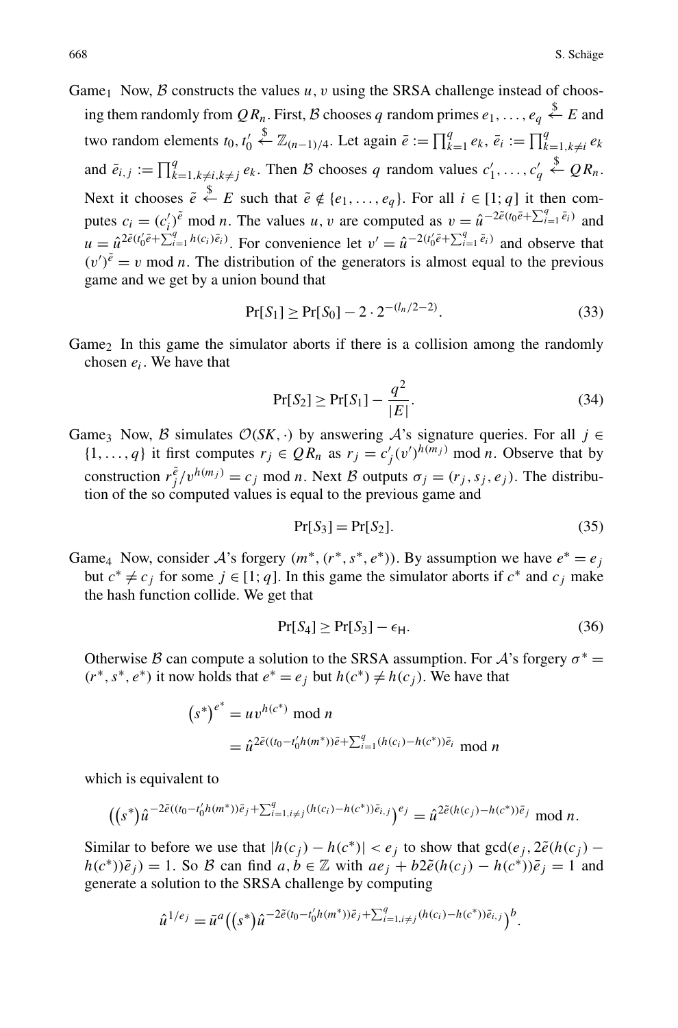Game$_1$ Now, $\mathcal{B}$ constructs the values $u, v$ using the SRSA challenge instead of choosing them randomly from $QR_n$. First, $\mathcal{B}$ chooses $q$ random primes $e_1, \ldots, e_q \xleftarrow{\$} E$ and two random elements $t_0, t_0' \xleftarrow{\$} \mathbb{Z}_{(n-1)/4}$. Let again $\bar{e} := \prod_{k=1}^{q} e_k$, $\bar{e}_i := \prod_{k=1,k\neq i}^{q} e_k$ and $\bar{e}_{i,j} := \prod_{k=1,k\neq i,k\neq j}^{q} e_k$. Then $\mathcal{B}$ chooses $q$ random values $c_1', \ldots, c_q' \xleftarrow{\$} QR_n$. Next it chooses $\tilde{e} \xleftarrow{\$} E$ such that $\tilde{e} \notin \{e_1, \ldots, e_q\}$. For all $i \in [1; q]$ it then computes $c_i = (c_i')^{\tilde{e}} \bmod n$. The values $u, v$ are computed as $v = \hat{u}^{-2\tilde{e}(t_0\bar{e}+\sum_{i=1}^{q}\bar{e}_i)}$ and $u = \hat{u}^{2\tilde{e}(t_0'\bar{e}+\sum_{i=1}^{q}h(c_i)\bar{e}_i)}$. For convenience let $v' = \hat{u}^{-2(t_0'\bar{e}+\sum_{i=1}^{q}\bar{e}_i)}$ and observe that $(v')^{\tilde{e}} = v \bmod n$. The distribution of the generators is almost equal to the previous game and we get by a union bound that

$$\Pr[S_1] \geq \Pr[S_0] - 2 \cdot 2^{-(l_n/2-2)}. \tag{33}$$

Game$_2$ In this game the simulator aborts if there is a collision among the randomly chosen $e_i$. We have that

$$\Pr[S_2] \geq \Pr[S_1] - \frac{q^2}{|E|}. \tag{34}$$

Game$_3$ Now, $\mathcal{B}$ simulates $\mathcal{O}(SK, \cdot)$ by answering $\mathcal{A}$'s signature queries. For all $j \in \{1, \ldots, q\}$ it first computes $r_j \in QR_n$ as $r_j = c_j'(v')^{h(m_j)} \bmod n$. Observe that by construction $r_j^{\tilde{e}}/v^{h(m_j)} = c_j \bmod n$. Next $\mathcal{B}$ outputs $\sigma_j = (r_j, s_j, e_j)$. The distribution of the so computed values is equal to the previous game and

$$\Pr[S_3] = \Pr[S_2]. \tag{35}$$

Game$_4$ Now, consider $\mathcal{A}$'s forgery $(m^*, (r^*, s^*, e^*))$. By assumption we have $e^* = e_j$ but $c^* \neq c_j$ for some $j \in [1; q]$. In this game the simulator aborts if $c^*$ and $c_j$ make the hash function collide. We get that

$$\Pr[S_4] \geq \Pr[S_3] - \epsilon_{\mathsf{H}}. \tag{36}$$

Otherwise $\mathcal{B}$ can compute a solution to the SRSA assumption. For $\mathcal{A}$'s forgery $\sigma^* = (r^*, s^*, e^*)$ it now holds that $e^* = e_j$ but $h(c^*) \neq h(c_j)$. We have that

$$\begin{aligned}
(s^*)^{e^*} &= uv^{h(c^*)} \bmod n \\
&= \hat{u}^{2\tilde{e}((t_0-t_0'h(m^*))\bar{e}+\sum_{i=1}^{q}(h(c_i)-h(c^*))\bar{e}_i} \bmod n
\end{aligned}$$

which is equivalent to

$$\left((s^*)\hat{u}^{-2\tilde{e}((t_0-t_0'h(m^*))\bar{e}_j+\sum_{i=1,i\neq j}^{q}(h(c_i)-h(c^*))\bar{e}_{i,j}}\right)^{e_j} = \hat{u}^{2\tilde{e}(h(c_j)-h(c^*))\bar{e}_j} \bmod n.$$

Similar to before we use that $|h(c_j) - h(c^*)| < e_j$ to show that $\gcd(e_j, 2\tilde{e}(h(c_j) - h(c^*))\bar{e}_j) = 1$. So $\mathcal{B}$ can find $a, b \in \mathbb{Z}$ with $ae_j + b2\tilde{e}(h(c_j) - h(c^*))\bar{e}_j = 1$ and generate a solution to the SRSA challenge by computing

$$\hat{u}^{1/e_j} = \bar{u}^a\left((s^*)\hat{u}^{-2\tilde{e}(t_0-t_0'h(m^*))\bar{e}_j+\sum_{i=1,i\neq j}^{q}(h(c_i)-h(c^*))\bar{e}_{i,j}}\right)^b.$$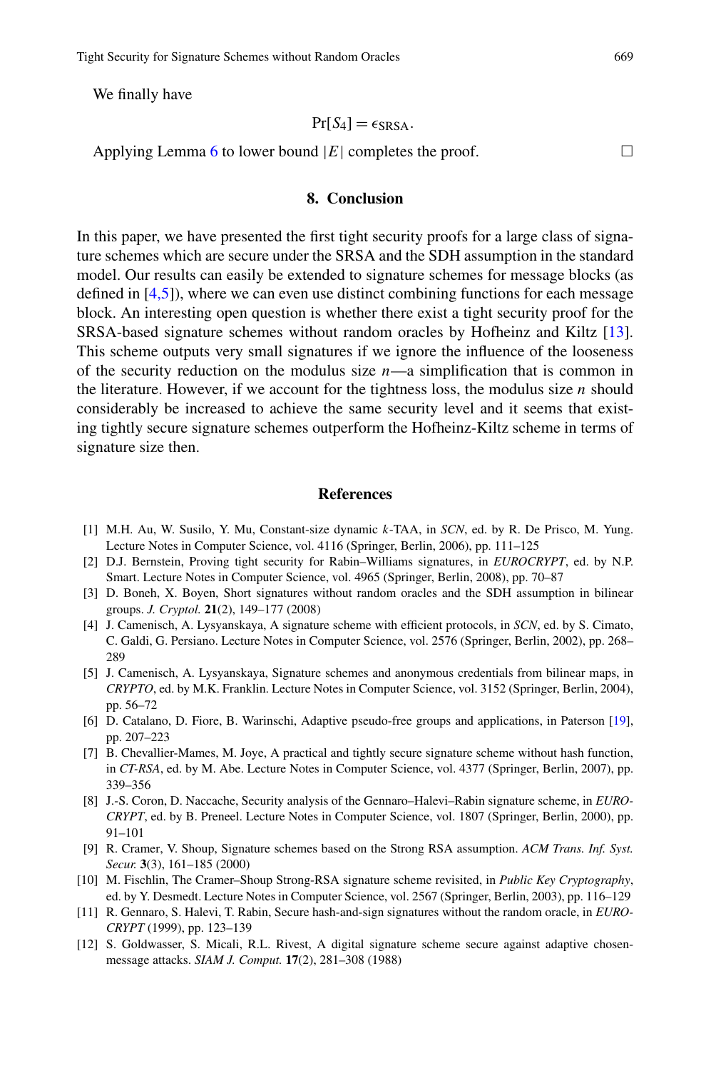We finally have

$$\Pr[S_4] = \epsilon_{\mathrm{SRSA}}.$$

Applying Lemma 6 to lower bound $|E|$ completes the proof. □

## 8. Conclusion

In this paper, we have presented the first tight security proofs for a large class of signature schemes which are secure under the SRSA and the SDH assumption in the standard model. Our results can easily be extended to signature schemes for message blocks (as defined in [4,5]), where we can even use distinct combining functions for each message block. An interesting open question is whether there exist a tight security proof for the SRSA-based signature schemes without random oracles by Hofheinz and Kiltz [13]. This scheme outputs very small signatures if we ignore the influence of the looseness of the security reduction on the modulus size $n$—a simplification that is common in the literature. However, if we account for the tightness loss, the modulus size $n$ should considerably be increased to achieve the same security level and it seems that existing tightly secure signature schemes outperform the Hofheinz-Kiltz scheme in terms of signature size then.

## References

[1] M.H. Au, W. Susilo, Y. Mu, Constant-size dynamic $k$-TAA, in *SCN*, ed. by R. De Prisco, M. Yung. Lecture Notes in Computer Science, vol. 4116 (Springer, Berlin, 2006), pp. 111–125

[2] D.J. Bernstein, Proving tight security for Rabin–Williams signatures, in *EUROCRYPT*, ed. by N.P. Smart. Lecture Notes in Computer Science, vol. 4965 (Springer, Berlin, 2008), pp. 70–87

[3] D. Boneh, X. Boyen, Short signatures without random oracles and the SDH assumption in bilinear groups. *J. Cryptol.* **21**(2), 149–177 (2008)

[4] J. Camenisch, A. Lysyanskaya, A signature scheme with efficient protocols, in *SCN*, ed. by S. Cimato, C. Galdi, G. Persiano. Lecture Notes in Computer Science, vol. 2576 (Springer, Berlin, 2002), pp. 268–289

[5] J. Camenisch, A. Lysyanskaya, Signature schemes and anonymous credentials from bilinear maps, in *CRYPTO*, ed. by M.K. Franklin. Lecture Notes in Computer Science, vol. 3152 (Springer, Berlin, 2004), pp. 56–72

[6] D. Catalano, D. Fiore, B. Warinschi, Adaptive pseudo-free groups and applications, in Paterson [19], pp. 207–223

[7] B. Chevallier-Mames, M. Joye, A practical and tightly secure signature scheme without hash function, in *CT-RSA*, ed. by M. Abe. Lecture Notes in Computer Science, vol. 4377 (Springer, Berlin, 2007), pp. 339–356

[8] J.-S. Coron, D. Naccache, Security analysis of the Gennaro–Halevi–Rabin signature scheme, in *EUROCRYPT*, ed. by B. Preneel. Lecture Notes in Computer Science, vol. 1807 (Springer, Berlin, 2000), pp. 91–101

[9] R. Cramer, V. Shoup, Signature schemes based on the Strong RSA assumption. *ACM Trans. Inf. Syst. Secur.* **3**(3), 161–185 (2000)

[10] M. Fischlin, The Cramer–Shoup Strong-RSA signature scheme revisited, in *Public Key Cryptography*, ed. by Y. Desmedt. Lecture Notes in Computer Science, vol. 2567 (Springer, Berlin, 2003), pp. 116–129

[11] R. Gennaro, S. Halevi, T. Rabin, Secure hash-and-sign signatures without the random oracle, in *EUROCRYPT* (1999), pp. 123–139

[12] S. Goldwasser, S. Micali, R.L. Rivest, A digital signature scheme secure against adaptive chosen-message attacks. *SIAM J. Comput.* **17**(2), 281–308 (1988)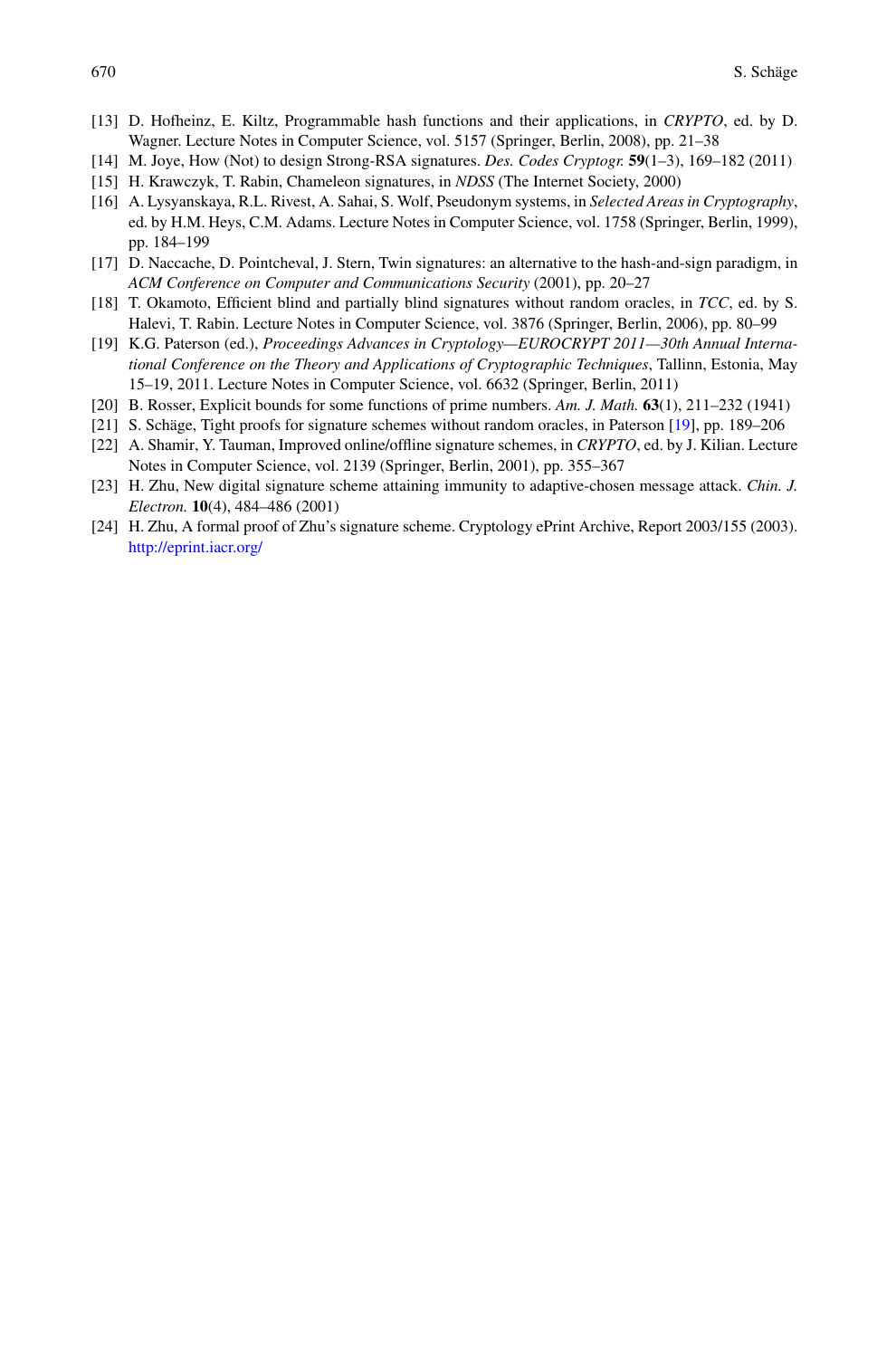[13] D. Hofheinz, E. Kiltz, Programmable hash functions and their applications, in *CRYPTO*, ed. by D. Wagner. Lecture Notes in Computer Science, vol. 5157 (Springer, Berlin, 2008), pp. 21–38

[14] M. Joye, How (Not) to design Strong-RSA signatures. *Des. Codes Cryptogr.* **59**(1–3), 169–182 (2011)

[15] H. Krawczyk, T. Rabin, Chameleon signatures, in *NDSS* (The Internet Society, 2000)

[16] A. Lysyanskaya, R.L. Rivest, A. Sahai, S. Wolf, Pseudonym systems, in *Selected Areas in Cryptography*, ed. by H.M. Heys, C.M. Adams. Lecture Notes in Computer Science, vol. 1758 (Springer, Berlin, 1999), pp. 184–199

[17] D. Naccache, D. Pointcheval, J. Stern, Twin signatures: an alternative to the hash-and-sign paradigm, in *ACM Conference on Computer and Communications Security* (2001), pp. 20–27

[18] T. Okamoto, Efficient blind and partially blind signatures without random oracles, in *TCC*, ed. by S. Halevi, T. Rabin. Lecture Notes in Computer Science, vol. 3876 (Springer, Berlin, 2006), pp. 80–99

[19] K.G. Paterson (ed.), *Proceedings Advances in Cryptology—EUROCRYPT 2011—30th Annual International Conference on the Theory and Applications of Cryptographic Techniques*, Tallinn, Estonia, May 15–19, 2011. Lecture Notes in Computer Science, vol. 6632 (Springer, Berlin, 2011)

[20] B. Rosser, Explicit bounds for some functions of prime numbers. *Am. J. Math.* **63**(1), 211–232 (1941)

[21] S. Schäge, Tight proofs for signature schemes without random oracles, in Paterson [19], pp. 189–206

[22] A. Shamir, Y. Tauman, Improved online/offline signature schemes, in *CRYPTO*, ed. by J. Kilian. Lecture Notes in Computer Science, vol. 2139 (Springer, Berlin, 2001), pp. 355–367

[23] H. Zhu, New digital signature scheme attaining immunity to adaptive-chosen message attack. *Chin. J. Electron.* **10**(4), 484–486 (2001)

[24] H. Zhu, A formal proof of Zhu's signature scheme. Cryptology ePrint Archive, Report 2003/155 (2003). http://eprint.iacr.org/